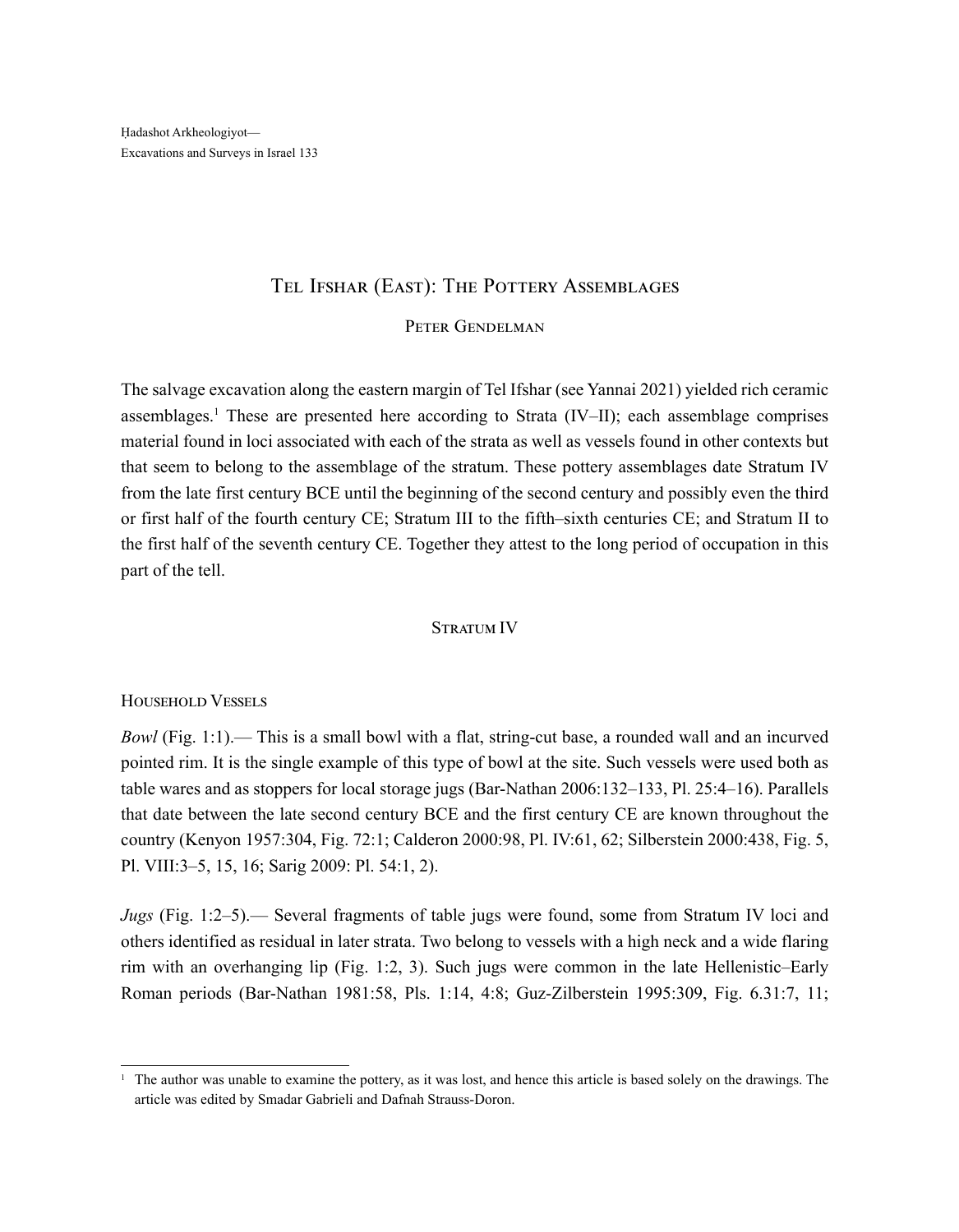# Tel Ifshar (East): The Pottery Assemblages

Peter Gendelman

The salvage excavation along the eastern margin of Tel Ifshar (see Yannai 2021) yielded rich ceramic assemblages.[1] These are presented here according to Strata (IV–II); each assemblage comprises material found in loci associated with each of the strata as well as vessels found in other contexts but that seem to belong to the assemblage of the stratum. These pottery assemblages date Stratum IV from the late first century BCE until the beginning of the second century and possibly even the third or first half of the fourth century CE; Stratum III to the fifth–sixth centuries CE; and Stratum II to the first half of the seventh century CE. Together they attest to the long period of occupation in this part of the tell.

## Stratum IV

### Household Vessels

*Bowl* (Fig. 1:1).— This is a small bowl with a flat, string-cut base, a rounded wall and an incurved pointed rim. It is the single example of this type of bowl at the site. Such vessels were used both as table wares and as stoppers for local storage jugs (Bar-Nathan 2006:132–133, Pl. 25:4–16). Parallels that date between the late second century BCE and the first century CE are known throughout the country (Kenyon 1957:304, Fig. 72:1; Calderon 2000:98, Pl. IV:61, 62; Silberstein 2000:438, Fig. 5, Pl. VIII:3–5, 15, 16; Sarig 2009: Pl. 54:1, 2).

*Jugs* (Fig. 1:2–5).— Several fragments of table jugs were found, some from Stratum IV loci and others identified as residual in later strata. Two belong to vessels with a high neck and a wide flaring rim with an overhanging lip (Fig. 1:2, 3). Such jugs were common in the late Hellenistic–Early Roman periods (Bar-Nathan 1981:58, Pls. 1:14, 4:8; Guz-Zilberstein 1995:309, Fig. 6.31:7, 11;

[1] The author was unable to examine the pottery, as it was lost, and hence this article is based solely on the drawings. The article was edited by Smadar Gabrieli and Dafnah Strauss-Doron.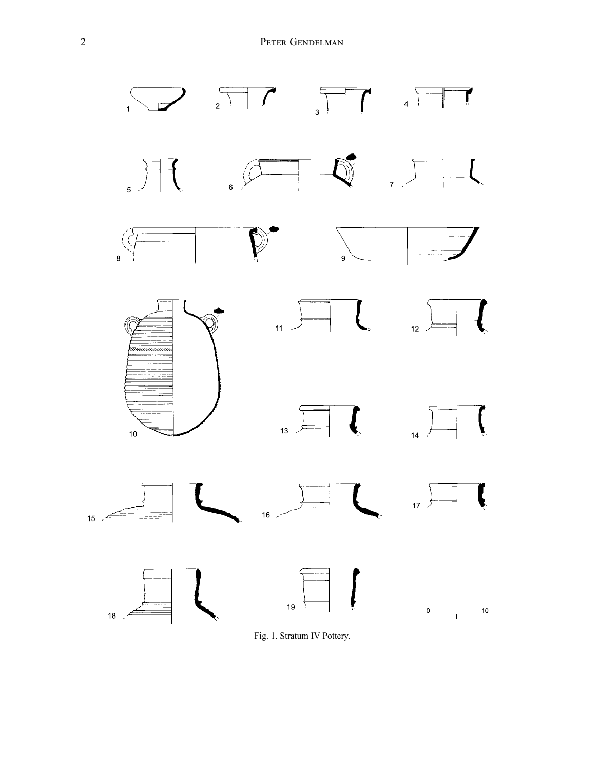1 2 3 4

5 6 7

8 9

10 11 12

13 14

15 16 17

18 19

0 10

Fig. 1. Stratum IV Pottery.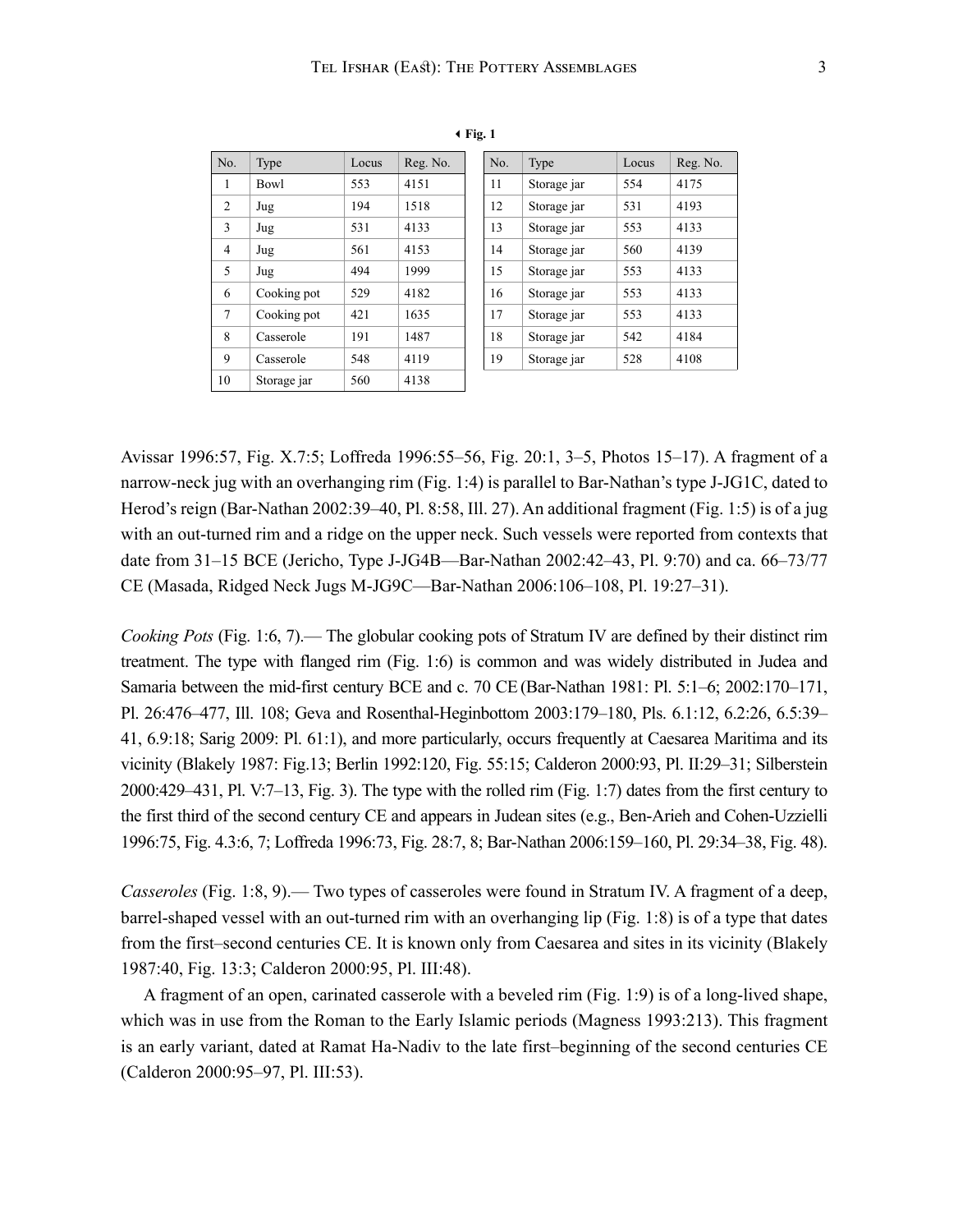◂ **Fig. 1**

| No. | Type | Locus | Reg. No. |
|---|---|---|---|
| 1 | Bowl | 553 | 4151 |
| 2 | Jug | 194 | 1518 |
| 3 | Jug | 531 | 4133 |
| 4 | Jug | 561 | 4153 |
| 5 | Jug | 494 | 1999 |
| 6 | Cooking pot | 529 | 4182 |
| 7 | Cooking pot | 421 | 1635 |
| 8 | Casserole | 191 | 1487 |
| 9 | Casserole | 548 | 4119 |
| 10 | Storage jar | 560 | 4138 |

| No. | Type | Locus | Reg. No. |
|---|---|---|---|
| 11 | Storage jar | 554 | 4175 |
| 12 | Storage jar | 531 | 4193 |
| 13 | Storage jar | 553 | 4133 |
| 14 | Storage jar | 560 | 4139 |
| 15 | Storage jar | 553 | 4133 |
| 16 | Storage jar | 553 | 4133 |
| 17 | Storage jar | 553 | 4133 |
| 18 | Storage jar | 542 | 4184 |
| 19 | Storage jar | 528 | 4108 |

Avissar 1996:57, Fig. X.7:5; Loffreda 1996:55–56, Fig. 20:1, 3–5, Photos 15–17). A fragment of a narrow-neck jug with an overhanging rim (Fig. 1:4) is parallel to Bar-Nathan's type J-JG1C, dated to Herod's reign (Bar-Nathan 2002:39–40, Pl. 8:58, Ill. 27). An additional fragment (Fig. 1:5) is of a jug with an out-turned rim and a ridge on the upper neck. Such vessels were reported from contexts that date from 31–15 BCE (Jericho, Type J-JG4B—Bar-Nathan 2002:42–43, Pl. 9:70) and ca. 66–73/77 CE (Masada, Ridged Neck Jugs M-JG9C—Bar-Nathan 2006:106–108, Pl. 19:27–31).

*Cooking Pots* (Fig. 1:6, 7).— The globular cooking pots of Stratum IV are defined by their distinct rim treatment. The type with flanged rim (Fig. 1:6) is common and was widely distributed in Judea and Samaria between the mid-first century BCE and c. 70 CE (Bar-Nathan 1981: Pl. 5:1–6; 2002:170–171, Pl. 26:476–477, Ill. 108; Geva and Rosenthal-Heginbottom 2003:179–180, Pls. 6.1:12, 6.2:26, 6.5:39–41, 6.9:18; Sarig 2009: Pl. 61:1), and more particularly, occurs frequently at Caesarea Maritima and its vicinity (Blakely 1987: Fig.13; Berlin 1992:120, Fig. 55:15; Calderon 2000:93, Pl. II:29–31; Silberstein 2000:429–431, Pl. V:7–13, Fig. 3). The type with the rolled rim (Fig. 1:7) dates from the first century to the first third of the second century CE and appears in Judean sites (e.g., Ben-Arieh and Cohen-Uzzielli 1996:75, Fig. 4.3:6, 7; Loffreda 1996:73, Fig. 28:7, 8; Bar-Nathan 2006:159–160, Pl. 29:34–38, Fig. 48).

*Casseroles* (Fig. 1:8, 9).— Two types of casseroles were found in Stratum IV. A fragment of a deep, barrel-shaped vessel with an out-turned rim with an overhanging lip (Fig. 1:8) is of a type that dates from the first–second centuries CE. It is known only from Caesarea and sites in its vicinity (Blakely 1987:40, Fig. 13:3; Calderon 2000:95, Pl. III:48).

A fragment of an open, carinated casserole with a beveled rim (Fig. 1:9) is of a long-lived shape, which was in use from the Roman to the Early Islamic periods (Magness 1993:213). This fragment is an early variant, dated at Ramat Ha-Nadiv to the late first–beginning of the second centuries CE (Calderon 2000:95–97, Pl. III:53).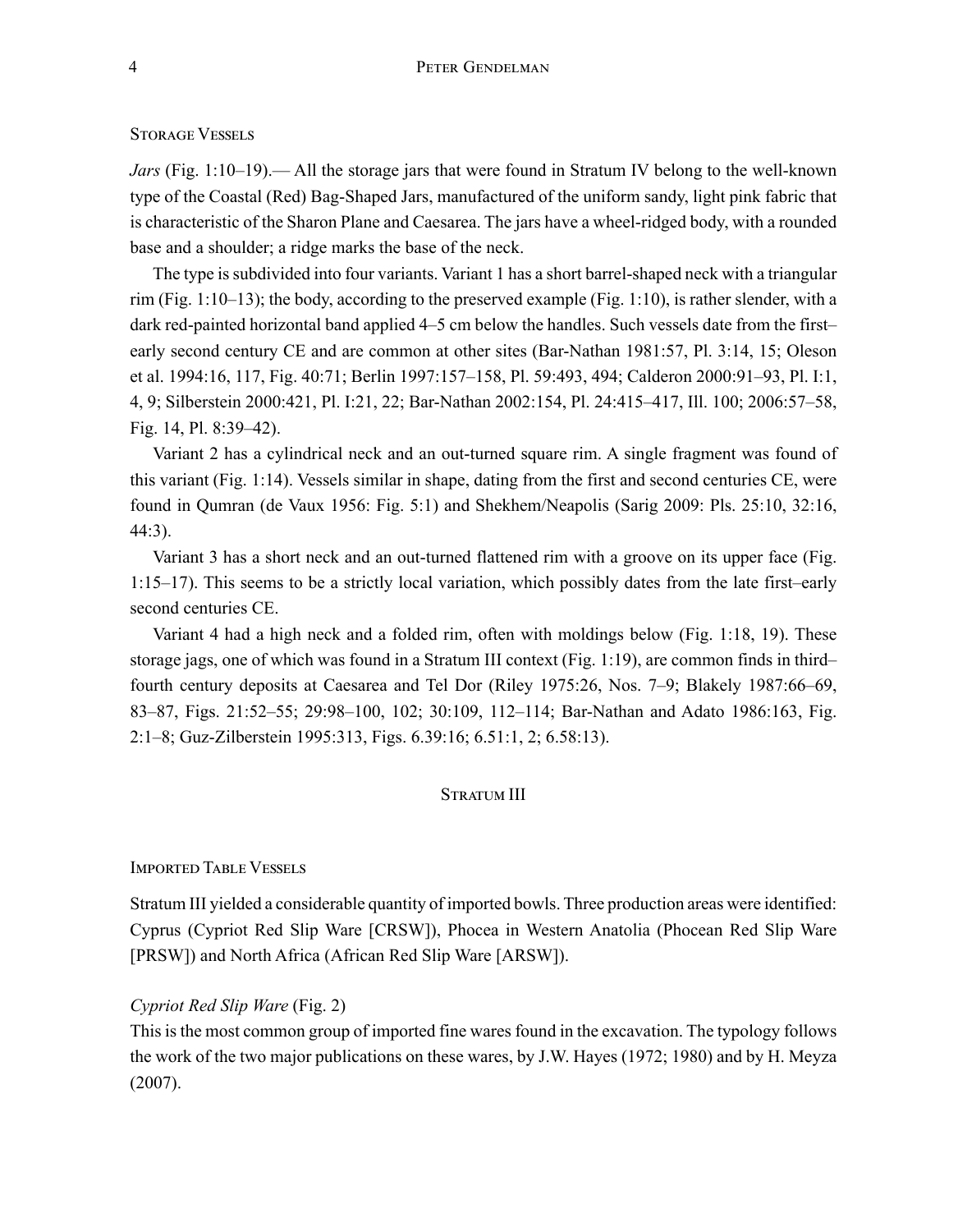## Storage Vessels

*Jars* (Fig. 1:10–19).— All the storage jars that were found in Stratum IV belong to the well-known type of the Coastal (Red) Bag-Shaped Jars, manufactured of the uniform sandy, light pink fabric that is characteristic of the Sharon Plane and Caesarea. The jars have a wheel-ridged body, with a rounded base and a shoulder; a ridge marks the base of the neck.

The type is subdivided into four variants. Variant 1 has a short barrel-shaped neck with a triangular rim (Fig. 1:10–13); the body, according to the preserved example (Fig. 1:10), is rather slender, with a dark red-painted horizontal band applied 4–5 cm below the handles. Such vessels date from the first–early second century CE and are common at other sites (Bar-Nathan 1981:57, Pl. 3:14, 15; Oleson et al. 1994:16, 117, Fig. 40:71; Berlin 1997:157–158, Pl. 59:493, 494; Calderon 2000:91–93, Pl. I:1, 4, 9; Silberstein 2000:421, Pl. I:21, 22; Bar-Nathan 2002:154, Pl. 24:415–417, Ill. 100; 2006:57–58, Fig. 14, Pl. 8:39–42).

Variant 2 has a cylindrical neck and an out-turned square rim. A single fragment was found of this variant (Fig. 1:14). Vessels similar in shape, dating from the first and second centuries CE, were found in Qumran (de Vaux 1956: Fig. 5:1) and Shekhem/Neapolis (Sarig 2009: Pls. 25:10, 32:16, 44:3).

Variant 3 has a short neck and an out-turned flattened rim with a groove on its upper face (Fig. 1:15–17). This seems to be a strictly local variation, which possibly dates from the late first–early second centuries CE.

Variant 4 had a high neck and a folded rim, often with moldings below (Fig. 1:18, 19). These storage jags, one of which was found in a Stratum III context (Fig. 1:19), are common finds in third–fourth century deposits at Caesarea and Tel Dor (Riley 1975:26, Nos. 7–9; Blakely 1987:66–69, 83–87, Figs. 21:52–55; 29:98–100, 102; 30:109, 112–114; Bar-Nathan and Adato 1986:163, Fig. 2:1–8; Guz-Zilberstein 1995:313, Figs. 6.39:16; 6.51:1, 2; 6.58:13).

# Stratum III

## Imported Table Vessels

Stratum III yielded a considerable quantity of imported bowls. Three production areas were identified: Cyprus (Cypriot Red Slip Ware [CRSW]), Phocea in Western Anatolia (Phocean Red Slip Ware [PRSW]) and North Africa (African Red Slip Ware [ARSW]).

### *Cypriot Red Slip Ware* (Fig. 2)

This is the most common group of imported fine wares found in the excavation. The typology follows the work of the two major publications on these wares, by J.W. Hayes (1972; 1980) and by H. Meyza (2007).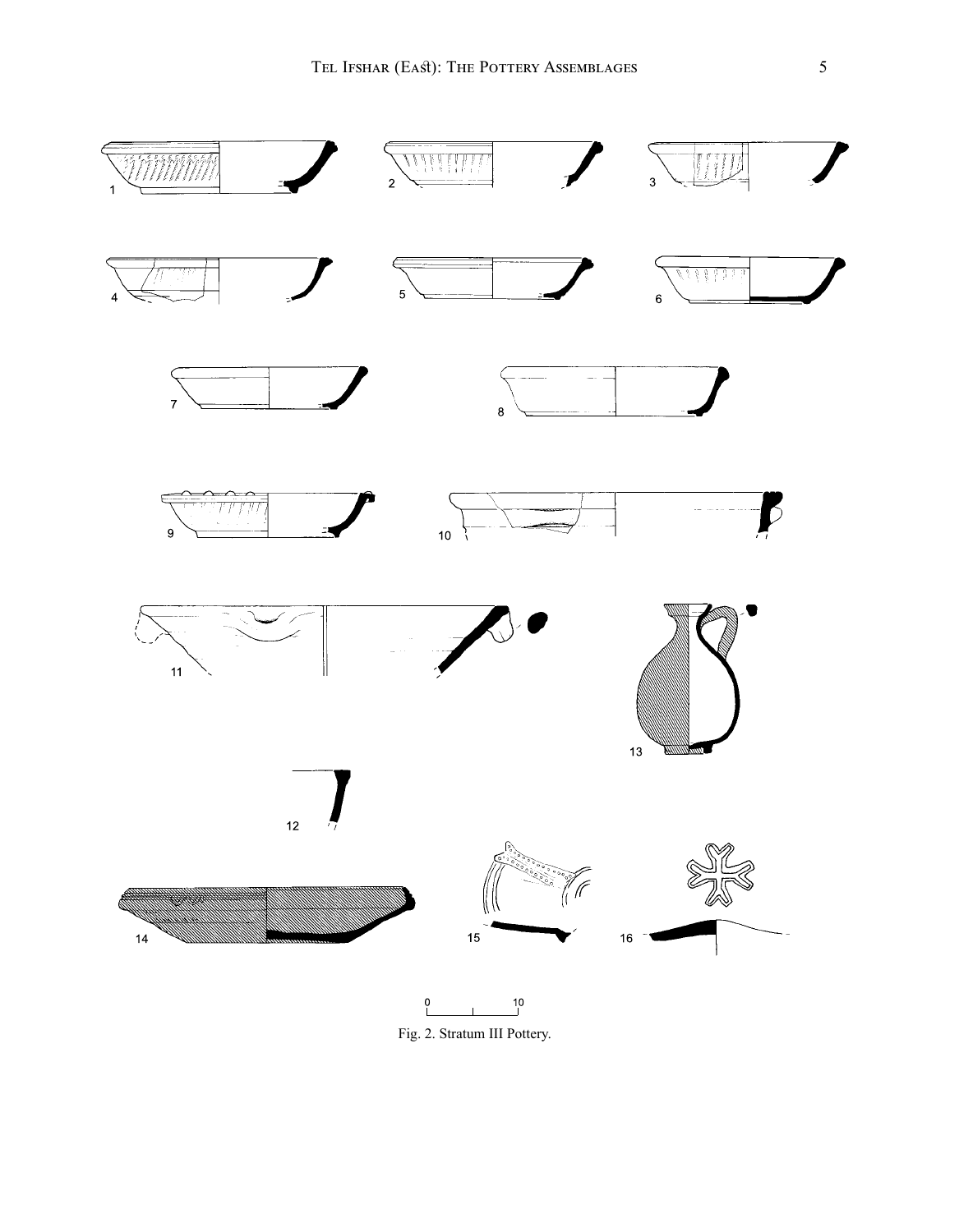1 2 3 4 5 6 7 8 9 10 11 12 13 14 15 16

0 10

Fig. 2. Stratum III Pottery.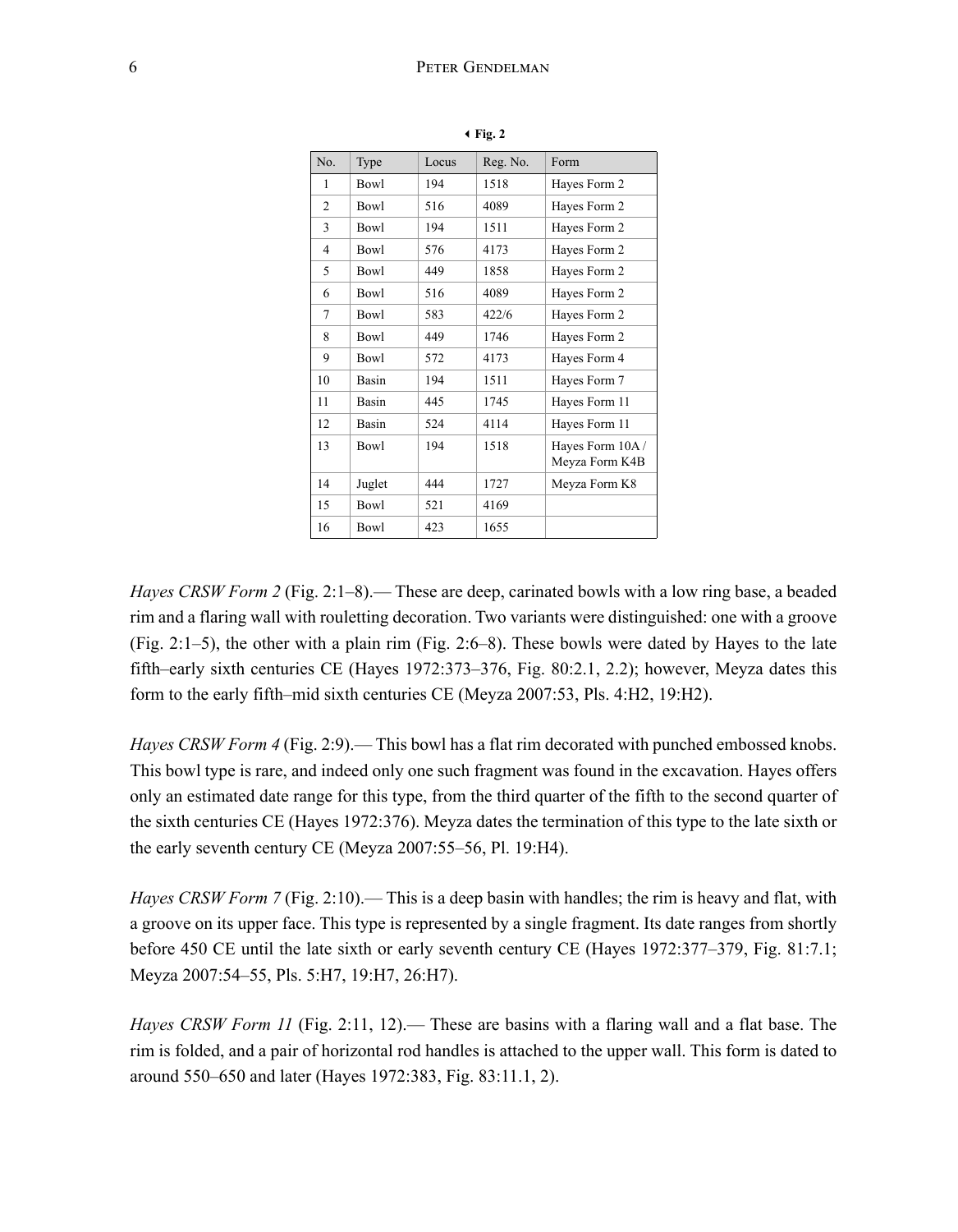◂ **Fig. 2**

| No. | Type | Locus | Reg. No. | Form |
|---|---|---|---|---|
| 1 | Bowl | 194 | 1518 | Hayes Form 2 |
| 2 | Bowl | 516 | 4089 | Hayes Form 2 |
| 3 | Bowl | 194 | 1511 | Hayes Form 2 |
| 4 | Bowl | 576 | 4173 | Hayes Form 2 |
| 5 | Bowl | 449 | 1858 | Hayes Form 2 |
| 6 | Bowl | 516 | 4089 | Hayes Form 2 |
| 7 | Bowl | 583 | 422/6 | Hayes Form 2 |
| 8 | Bowl | 449 | 1746 | Hayes Form 2 |
| 9 | Bowl | 572 | 4173 | Hayes Form 4 |
| 10 | Basin | 194 | 1511 | Hayes Form 7 |
| 11 | Basin | 445 | 1745 | Hayes Form 11 |
| 12 | Basin | 524 | 4114 | Hayes Form 11 |
| 13 | Bowl | 194 | 1518 | Hayes Form 10A / Meyza Form K4B |
| 14 | Juglet | 444 | 1727 | Meyza Form K8 |
| 15 | Bowl | 521 | 4169 | |
| 16 | Bowl | 423 | 1655 | |

*Hayes CRSW Form 2* (Fig. 2:1–8).— These are deep, carinated bowls with a low ring base, a beaded rim and a flaring wall with rouletting decoration. Two variants were distinguished: one with a groove (Fig. 2:1–5), the other with a plain rim (Fig. 2:6–8). These bowls were dated by Hayes to the late fifth–early sixth centuries CE (Hayes 1972:373–376, Fig. 80:2.1, 2.2); however, Meyza dates this form to the early fifth–mid sixth centuries CE (Meyza 2007:53, Pls. 4:H2, 19:H2).

*Hayes CRSW Form 4* (Fig. 2:9).— This bowl has a flat rim decorated with punched embossed knobs. This bowl type is rare, and indeed only one such fragment was found in the excavation. Hayes offers only an estimated date range for this type, from the third quarter of the fifth to the second quarter of the sixth centuries CE (Hayes 1972:376). Meyza dates the termination of this type to the late sixth or the early seventh century CE (Meyza 2007:55–56, Pl. 19:H4).

*Hayes CRSW Form 7* (Fig. 2:10).— This is a deep basin with handles; the rim is heavy and flat, with a groove on its upper face. This type is represented by a single fragment. Its date ranges from shortly before 450 CE until the late sixth or early seventh century CE (Hayes 1972:377–379, Fig. 81:7.1; Meyza 2007:54–55, Pls. 5:H7, 19:H7, 26:H7).

*Hayes CRSW Form 11* (Fig. 2:11, 12).— These are basins with a flaring wall and a flat base. The rim is folded, and a pair of horizontal rod handles is attached to the upper wall. This form is dated to around 550–650 and later (Hayes 1972:383, Fig. 83:11.1, 2).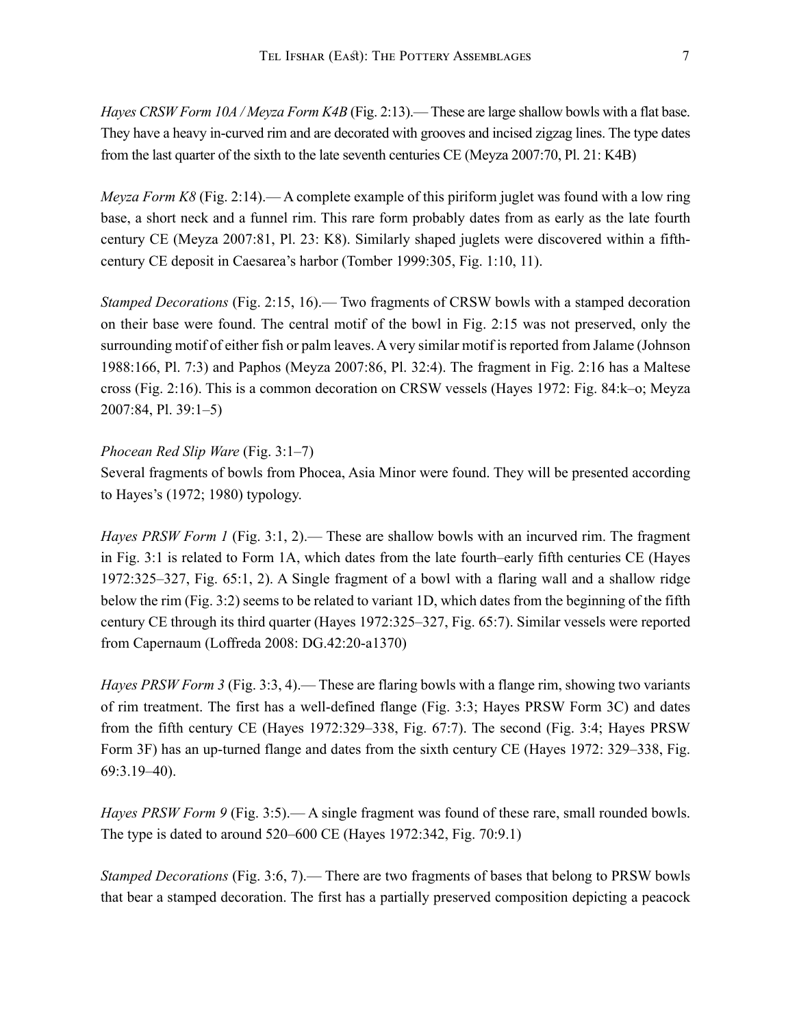*Hayes CRSW Form 10A / Meyza Form K4B* (Fig. 2:13).— These are large shallow bowls with a flat base. They have a heavy in-curved rim and are decorated with grooves and incised zigzag lines. The type dates from the last quarter of the sixth to the late seventh centuries CE (Meyza 2007:70, Pl. 21: K4B)

*Meyza Form K8* (Fig. 2:14).— A complete example of this piriform juglet was found with a low ring base, a short neck and a funnel rim. This rare form probably dates from as early as the late fourth century CE (Meyza 2007:81, Pl. 23: K8). Similarly shaped juglets were discovered within a fifth-century CE deposit in Caesarea's harbor (Tomber 1999:305, Fig. 1:10, 11).

*Stamped Decorations* (Fig. 2:15, 16).— Two fragments of CRSW bowls with a stamped decoration on their base were found. The central motif of the bowl in Fig. 2:15 was not preserved, only the surrounding motif of either fish or palm leaves. A very similar motif is reported from Jalame (Johnson 1988:166, Pl. 7:3) and Paphos (Meyza 2007:86, Pl. 32:4). The fragment in Fig. 2:16 has a Maltese cross (Fig. 2:16). This is a common decoration on CRSW vessels (Hayes 1972: Fig. 84:k–o; Meyza 2007:84, Pl. 39:1–5)

*Phocean Red Slip Ware* (Fig. 3:1–7)

Several fragments of bowls from Phocea, Asia Minor were found. They will be presented according to Hayes's (1972; 1980) typology.

*Hayes PRSW Form 1* (Fig. 3:1, 2).— These are shallow bowls with an incurved rim. The fragment in Fig. 3:1 is related to Form 1A, which dates from the late fourth–early fifth centuries CE (Hayes 1972:325–327, Fig. 65:1, 2). A Single fragment of a bowl with a flaring wall and a shallow ridge below the rim (Fig. 3:2) seems to be related to variant 1D, which dates from the beginning of the fifth century CE through its third quarter (Hayes 1972:325–327, Fig. 65:7). Similar vessels were reported from Capernaum (Loffreda 2008: DG.42:20-a1370)

*Hayes PRSW Form 3* (Fig. 3:3, 4).— These are flaring bowls with a flange rim, showing two variants of rim treatment. The first has a well-defined flange (Fig. 3:3; Hayes PRSW Form 3C) and dates from the fifth century CE (Hayes 1972:329–338, Fig. 67:7). The second (Fig. 3:4; Hayes PRSW Form 3F) has an up-turned flange and dates from the sixth century CE (Hayes 1972: 329–338, Fig. 69:3.19–40).

*Hayes PRSW Form 9* (Fig. 3:5).— A single fragment was found of these rare, small rounded bowls. The type is dated to around 520–600 CE (Hayes 1972:342, Fig. 70:9.1)

*Stamped Decorations* (Fig. 3:6, 7).— There are two fragments of bases that belong to PRSW bowls that bear a stamped decoration. The first has a partially preserved composition depicting a peacock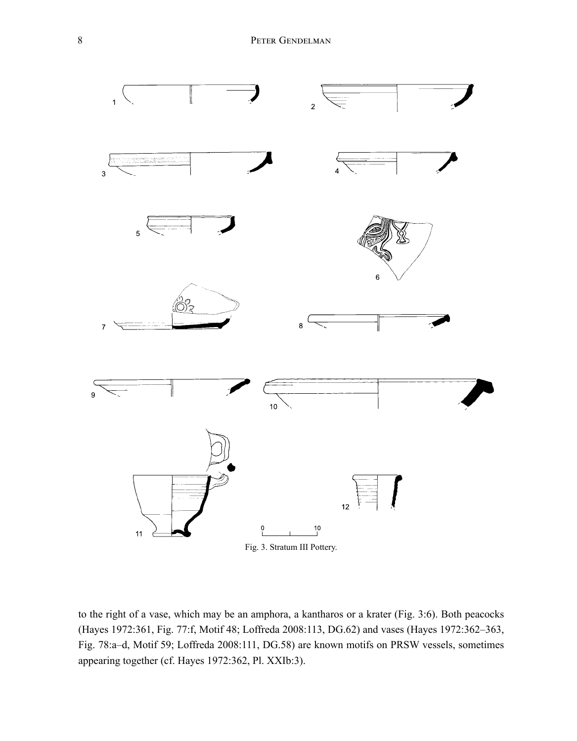Fig. 3. Stratum III Pottery.

to the right of a vase, which may be an amphora, a kantharos or a krater (Fig. 3:6). Both peacocks (Hayes 1972:361, Fig. 77:f, Motif 48; Loffreda 2008:113, DG.62) and vases (Hayes 1972:362–363, Fig. 78:a–d, Motif 59; Loffreda 2008:111, DG.58) are known motifs on PRSW vessels, sometimes appearing together (cf. Hayes 1972:362, Pl. XXIb:3).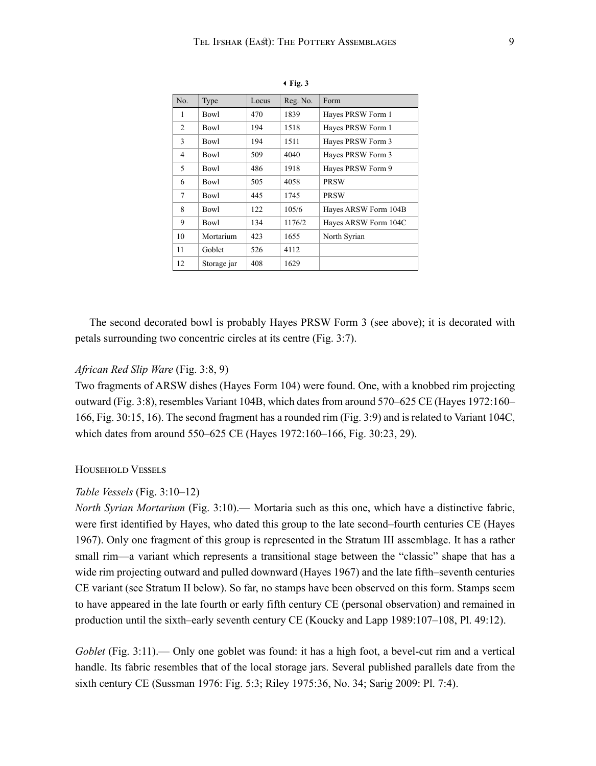◂ **Fig. 3**

| No. | Type | Locus | Reg. No. | Form |
|---|---|---|---|---|
| 1 | Bowl | 470 | 1839 | Hayes PRSW Form 1 |
| 2 | Bowl | 194 | 1518 | Hayes PRSW Form 1 |
| 3 | Bowl | 194 | 1511 | Hayes PRSW Form 3 |
| 4 | Bowl | 509 | 4040 | Hayes PRSW Form 3 |
| 5 | Bowl | 486 | 1918 | Hayes PRSW Form 9 |
| 6 | Bowl | 505 | 4058 | PRSW |
| 7 | Bowl | 445 | 1745 | PRSW |
| 8 | Bowl | 122 | 105/6 | Hayes ARSW Form 104B |
| 9 | Bowl | 134 | 1176/2 | Hayes ARSW Form 104C |
| 10 | Mortarium | 423 | 1655 | North Syrian |
| 11 | Goblet | 526 | 4112 | |
| 12 | Storage jar | 408 | 1629 | |

The second decorated bowl is probably Hayes PRSW Form 3 (see above); it is decorated with petals surrounding two concentric circles at its centre (Fig. 3:7).

*African Red Slip Ware* (Fig. 3:8, 9)

Two fragments of ARSW dishes (Hayes Form 104) were found. One, with a knobbed rim projecting outward (Fig. 3:8), resembles Variant 104B, which dates from around 570–625 CE (Hayes 1972:160–166, Fig. 30:15, 16). The second fragment has a rounded rim (Fig. 3:9) and is related to Variant 104C, which dates from around 550–625 CE (Hayes 1972:160–166, Fig. 30:23, 29).

### Household Vessels

*Table Vessels* (Fig. 3:10–12)

*North Syrian Mortarium* (Fig. 3:10).— Mortaria such as this one, which have a distinctive fabric, were first identified by Hayes, who dated this group to the late second–fourth centuries CE (Hayes 1967). Only one fragment of this group is represented in the Stratum III assemblage. It has a rather small rim—a variant which represents a transitional stage between the "classic" shape that has a wide rim projecting outward and pulled downward (Hayes 1967) and the late fifth–seventh centuries CE variant (see Stratum II below). So far, no stamps have been observed on this form. Stamps seem to have appeared in the late fourth or early fifth century CE (personal observation) and remained in production until the sixth–early seventh century CE (Koucky and Lapp 1989:107–108, Pl. 49:12).

*Goblet* (Fig. 3:11).— Only one goblet was found: it has a high foot, a bevel-cut rim and a vertical handle. Its fabric resembles that of the local storage jars. Several published parallels date from the sixth century CE (Sussman 1976: Fig. 5:3; Riley 1975:36, No. 34; Sarig 2009: Pl. 7:4).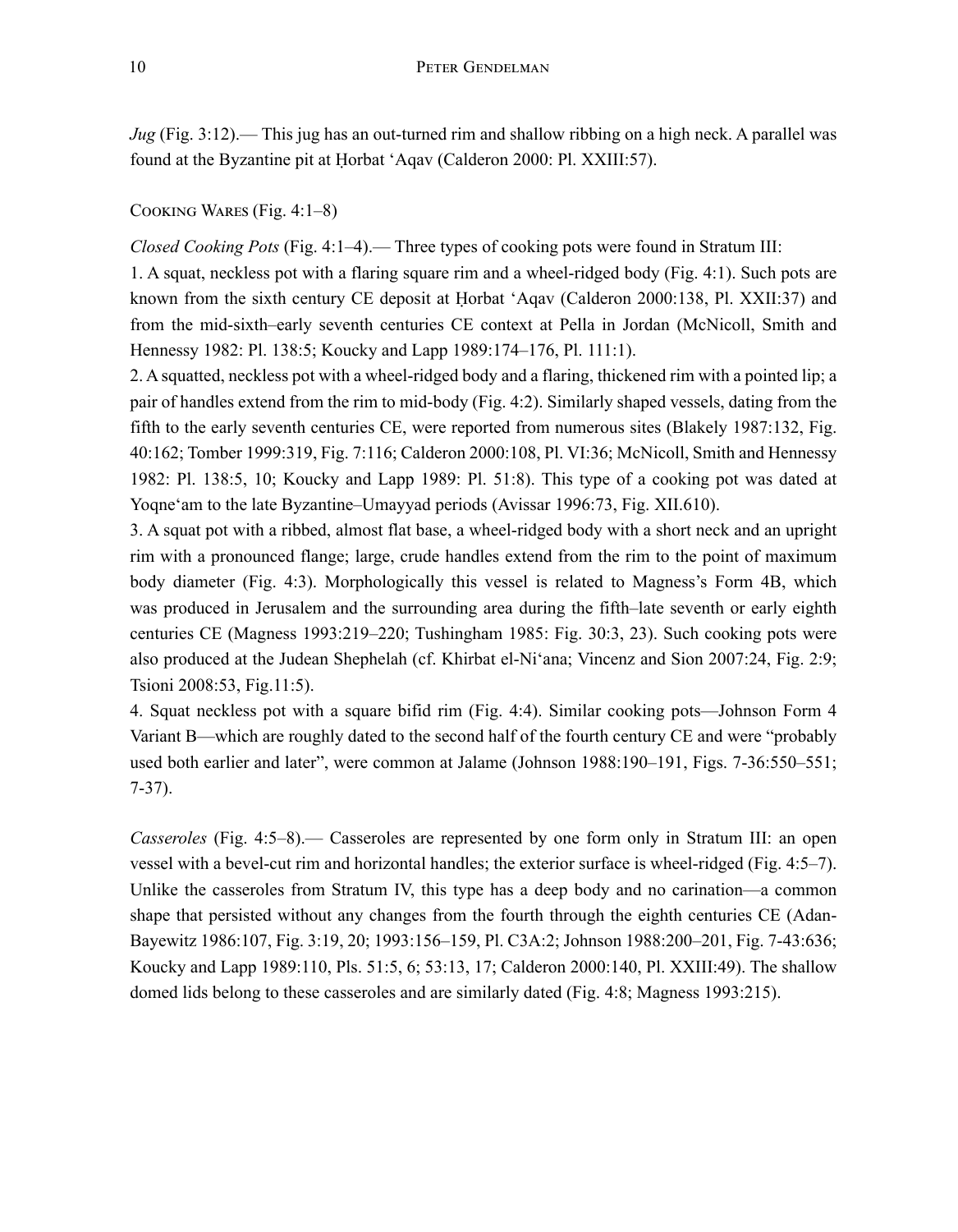*Jug* (Fig. 3:12).— This jug has an out-turned rim and shallow ribbing on a high neck. A parallel was found at the Byzantine pit at Ḥorbat ʻAqav (Calderon 2000: Pl. XXIII:57).

COOKING WARES (Fig. 4:1–8)

*Closed Cooking Pots* (Fig. 4:1–4).— Three types of cooking pots were found in Stratum III:

1. A squat, neckless pot with a flaring square rim and a wheel-ridged body (Fig. 4:1). Such pots are known from the sixth century CE deposit at Ḥorbat ʻAqav (Calderon 2000:138, Pl. XXII:37) and from the mid-sixth–early seventh centuries CE context at Pella in Jordan (McNicoll, Smith and Hennessy 1982: Pl. 138:5; Koucky and Lapp 1989:174–176, Pl. 111:1).

2. A squatted, neckless pot with a wheel-ridged body and a flaring, thickened rim with a pointed lip; a pair of handles extend from the rim to mid-body (Fig. 4:2). Similarly shaped vessels, dating from the fifth to the early seventh centuries CE, were reported from numerous sites (Blakely 1987:132, Fig. 40:162; Tomber 1999:319, Fig. 7:116; Calderon 2000:108, Pl. VI:36; McNicoll, Smith and Hennessy 1982: Pl. 138:5, 10; Koucky and Lapp 1989: Pl. 51:8). This type of a cooking pot was dated at Yoqneʻam to the late Byzantine–Umayyad periods (Avissar 1996:73, Fig. XII.610).

3. A squat pot with a ribbed, almost flat base, a wheel-ridged body with a short neck and an upright rim with a pronounced flange; large, crude handles extend from the rim to the point of maximum body diameter (Fig. 4:3). Morphologically this vessel is related to Magness's Form 4B, which was produced in Jerusalem and the surrounding area during the fifth–late seventh or early eighth centuries CE (Magness 1993:219–220; Tushingham 1985: Fig. 30:3, 23). Such cooking pots were also produced at the Judean Shephelah (cf. Khirbat el-Niʻana; Vincenz and Sion 2007:24, Fig. 2:9; Tsioni 2008:53, Fig.11:5).

4. Squat neckless pot with a square bifid rim (Fig. 4:4). Similar cooking pots—Johnson Form 4 Variant B—which are roughly dated to the second half of the fourth century CE and were "probably used both earlier and later", were common at Jalame (Johnson 1988:190–191, Figs. 7-36:550–551; 7-37).

*Casseroles* (Fig. 4:5–8).— Casseroles are represented by one form only in Stratum III: an open vessel with a bevel-cut rim and horizontal handles; the exterior surface is wheel-ridged (Fig. 4:5–7). Unlike the casseroles from Stratum IV, this type has a deep body and no carination—a common shape that persisted without any changes from the fourth through the eighth centuries CE (Adan-Bayewitz 1986:107, Fig. 3:19, 20; 1993:156–159, Pl. C3A:2; Johnson 1988:200–201, Fig. 7-43:636; Koucky and Lapp 1989:110, Pls. 51:5, 6; 53:13, 17; Calderon 2000:140, Pl. XXIII:49). The shallow domed lids belong to these casseroles and are similarly dated (Fig. 4:8; Magness 1993:215).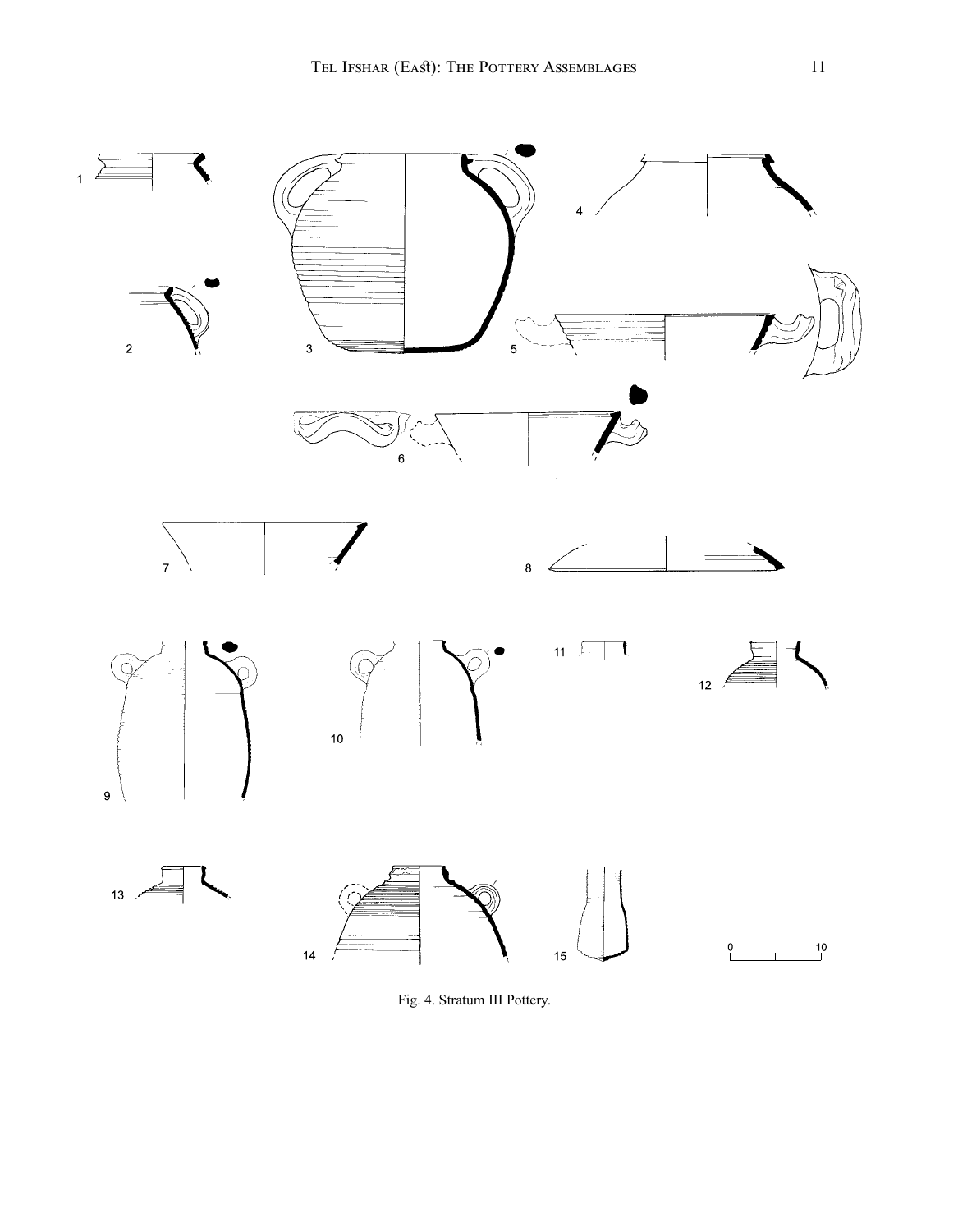1 2 3 4 5 6 7 8 9 10 11 12 13 14 15

0 10

Fig. 4. Stratum III Pottery.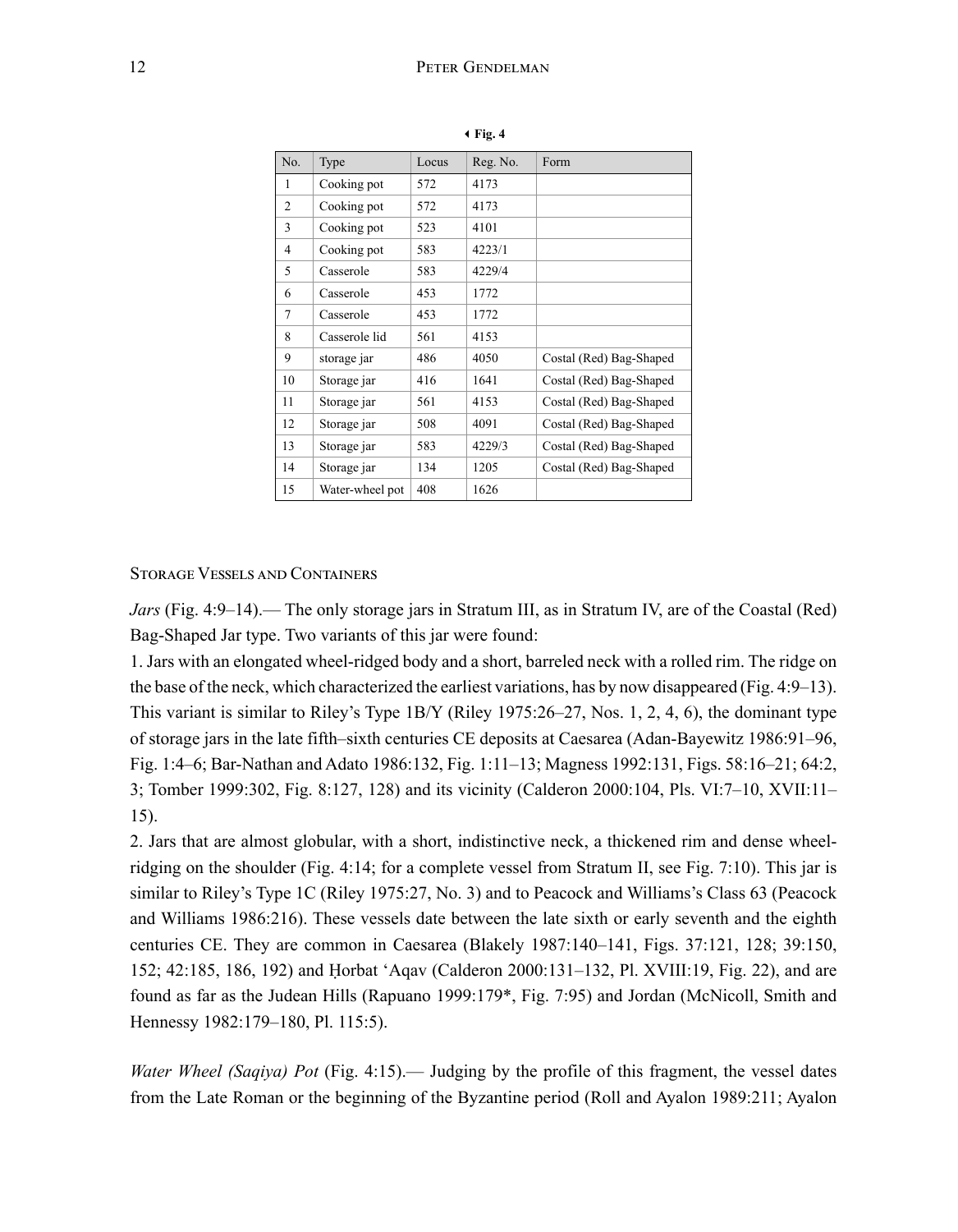◂ **Fig. 4**

| No. | Type | Locus | Reg. No. | Form |
|---|---|---|---|---|
| 1 | Cooking pot | 572 | 4173 | |
| 2 | Cooking pot | 572 | 4173 | |
| 3 | Cooking pot | 523 | 4101 | |
| 4 | Cooking pot | 583 | 4223/1 | |
| 5 | Casserole | 583 | 4229/4 | |
| 6 | Casserole | 453 | 1772 | |
| 7 | Casserole | 453 | 1772 | |
| 8 | Casserole lid | 561 | 4153 | |
| 9 | storage jar | 486 | 4050 | Costal (Red) Bag-Shaped |
| 10 | Storage jar | 416 | 1641 | Costal (Red) Bag-Shaped |
| 11 | Storage jar | 561 | 4153 | Costal (Red) Bag-Shaped |
| 12 | Storage jar | 508 | 4091 | Costal (Red) Bag-Shaped |
| 13 | Storage jar | 583 | 4229/3 | Costal (Red) Bag-Shaped |
| 14 | Storage jar | 134 | 1205 | Costal (Red) Bag-Shaped |
| 15 | Water-wheel pot | 408 | 1626 | |

### Storage Vessels and Containers

*Jars* (Fig. 4:9–14).— The only storage jars in Stratum III, as in Stratum IV, are of the Coastal (Red) Bag-Shaped Jar type. Two variants of this jar were found:

1. Jars with an elongated wheel-ridged body and a short, barreled neck with a rolled rim. The ridge on the base of the neck, which characterized the earliest variations, has by now disappeared (Fig. 4:9–13). This variant is similar to Riley's Type 1B/Y (Riley 1975:26–27, Nos. 1, 2, 4, 6), the dominant type of storage jars in the late fifth–sixth centuries CE deposits at Caesarea (Adan-Bayewitz 1986:91–96, Fig. 1:4–6; Bar-Nathan and Adato 1986:132, Fig. 1:11–13; Magness 1992:131, Figs. 58:16–21; 64:2, 3; Tomber 1999:302, Fig. 8:127, 128) and its vicinity (Calderon 2000:104, Pls. VI:7–10, XVII:11–15).

2. Jars that are almost globular, with a short, indistinctive neck, a thickened rim and dense wheel-ridging on the shoulder (Fig. 4:14; for a complete vessel from Stratum II, see Fig. 7:10). This jar is similar to Riley's Type 1C (Riley 1975:27, No. 3) and to Peacock and Williams's Class 63 (Peacock and Williams 1986:216). These vessels date between the late sixth or early seventh and the eighth centuries CE. They are common in Caesarea (Blakely 1987:140–141, Figs. 37:121, 128; 39:150, 152; 42:185, 186, 192) and Ḥorbat ʻAqav (Calderon 2000:131–132, Pl. XVIII:19, Fig. 22), and are found as far as the Judean Hills (Rapuano 1999:179*, Fig. 7:95) and Jordan (McNicoll, Smith and Hennessy 1982:179–180, Pl. 115:5).

*Water Wheel (Saqiya) Pot* (Fig. 4:15).— Judging by the profile of this fragment, the vessel dates from the Late Roman or the beginning of the Byzantine period (Roll and Ayalon 1989:211; Ayalon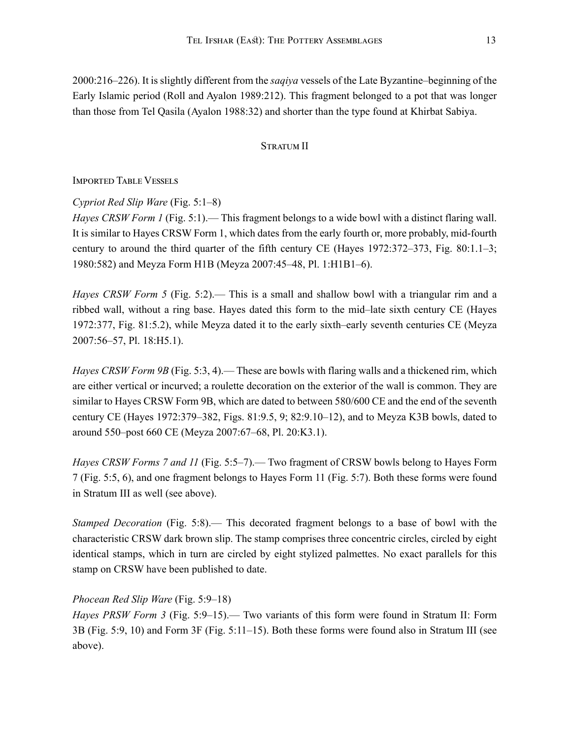2000:216–226). It is slightly different from the *saqiya* vessels of the Late Byzantine–beginning of the Early Islamic period (Roll and Ayalon 1989:212). This fragment belonged to a pot that was longer than those from Tel Qasila (Ayalon 1988:32) and shorter than the type found at Khirbat Sabiya.

## Stratum II

### Imported Table Vessels

*Cypriot Red Slip Ware* (Fig. 5:1–8)

*Hayes CRSW Form 1* (Fig. 5:1).— This fragment belongs to a wide bowl with a distinct flaring wall. It is similar to Hayes CRSW Form 1, which dates from the early fourth or, more probably, mid-fourth century to around the third quarter of the fifth century CE (Hayes 1972:372–373, Fig. 80:1.1–3; 1980:582) and Meyza Form H1B (Meyza 2007:45–48, Pl. 1:H1B1–6).

*Hayes CRSW Form 5* (Fig. 5:2).— This is a small and shallow bowl with a triangular rim and a ribbed wall, without a ring base. Hayes dated this form to the mid–late sixth century CE (Hayes 1972:377, Fig. 81:5.2), while Meyza dated it to the early sixth–early seventh centuries CE (Meyza 2007:56–57, Pl. 18:H5.1).

*Hayes CRSW Form 9B* (Fig. 5:3, 4).— These are bowls with flaring walls and a thickened rim, which are either vertical or incurved; a roulette decoration on the exterior of the wall is common. They are similar to Hayes CRSW Form 9B, which are dated to between 580/600 CE and the end of the seventh century CE (Hayes 1972:379–382, Figs. 81:9.5, 9; 82:9.10–12), and to Meyza K3B bowls, dated to around 550–post 660 CE (Meyza 2007:67–68, Pl. 20:K3.1).

*Hayes CRSW Forms 7 and 11* (Fig. 5:5–7).— Two fragment of CRSW bowls belong to Hayes Form 7 (Fig. 5:5, 6), and one fragment belongs to Hayes Form 11 (Fig. 5:7). Both these forms were found in Stratum III as well (see above).

*Stamped Decoration* (Fig. 5:8).— This decorated fragment belongs to a base of bowl with the characteristic CRSW dark brown slip. The stamp comprises three concentric circles, circled by eight identical stamps, which in turn are circled by eight stylized palmettes. No exact parallels for this stamp on CRSW have been published to date.

*Phocean Red Slip Ware* (Fig. 5:9–18)

*Hayes PRSW Form 3* (Fig. 5:9–15).— Two variants of this form were found in Stratum II: Form 3B (Fig. 5:9, 10) and Form 3F (Fig. 5:11–15). Both these forms were found also in Stratum III (see above).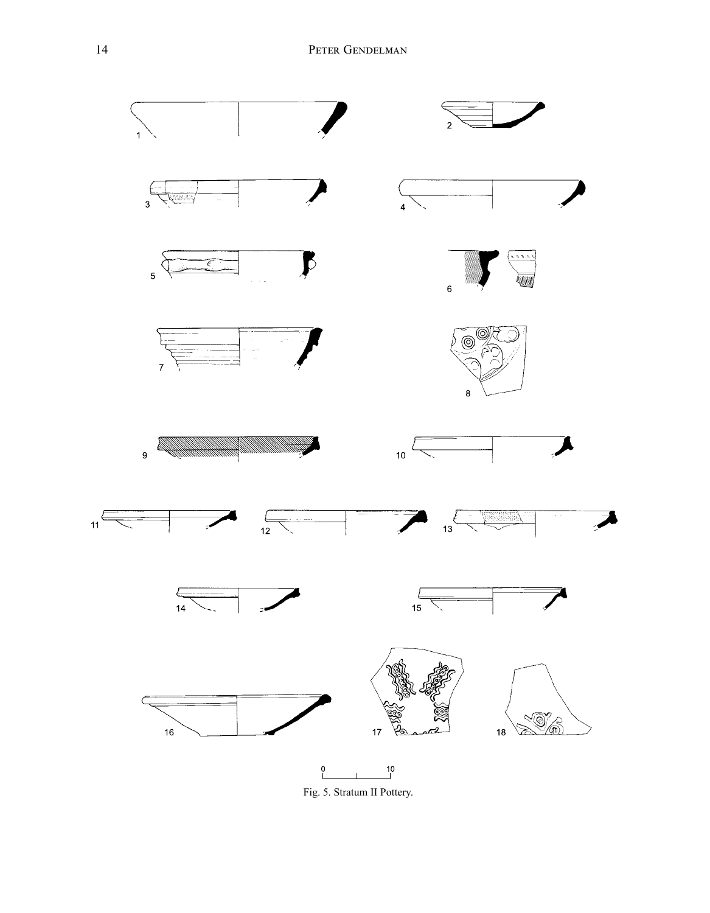1 2
3 4
5 6
7 8
9 10
11 12 13
14 15
16 17 18

0 10

Fig. 5. Stratum II Pottery.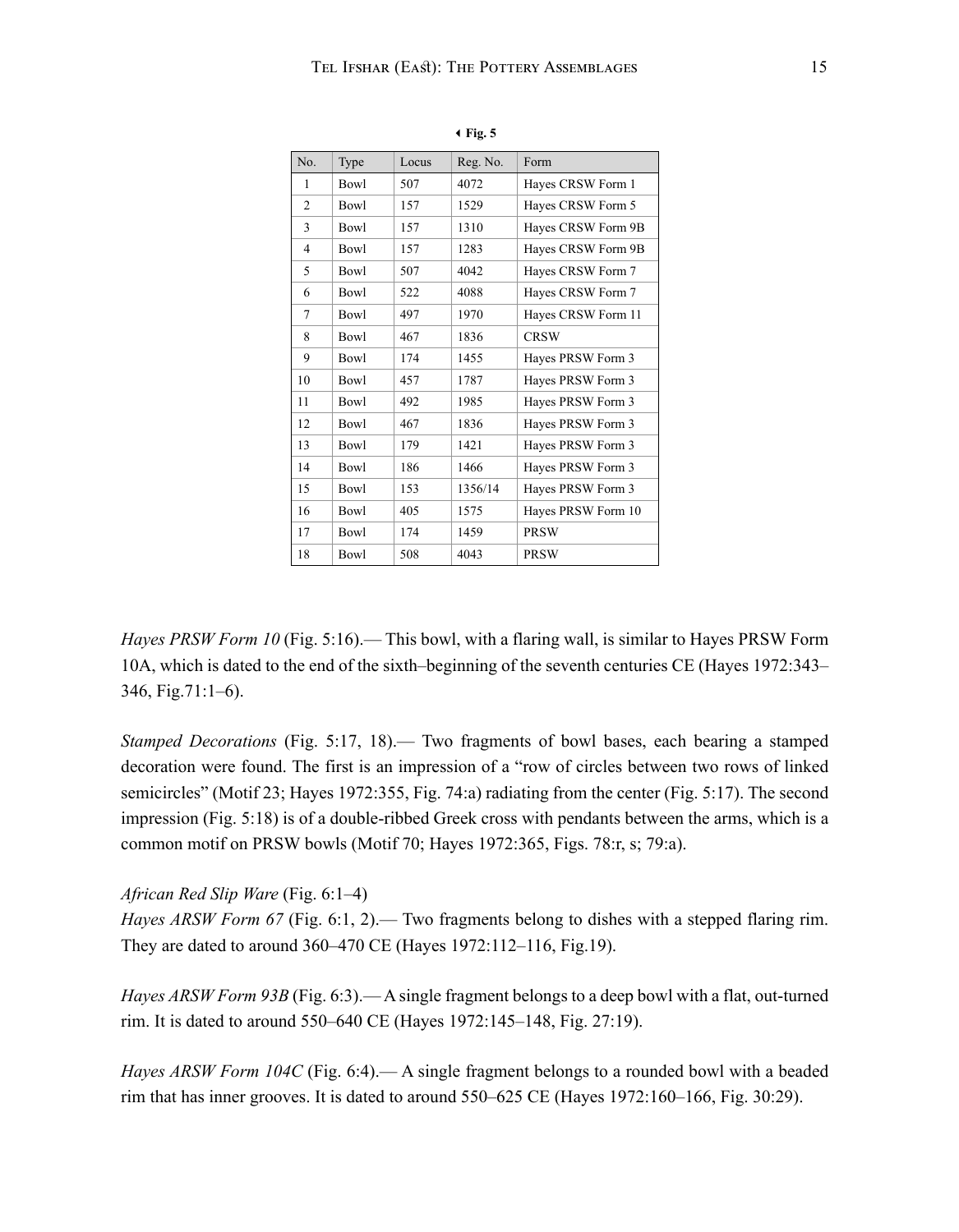◂ **Fig. 5**

| No. | Type | Locus | Reg. No. | Form |
|---|---|---|---|---|
| 1 | Bowl | 507 | 4072 | Hayes CRSW Form 1 |
| 2 | Bowl | 157 | 1529 | Hayes CRSW Form 5 |
| 3 | Bowl | 157 | 1310 | Hayes CRSW Form 9B |
| 4 | Bowl | 157 | 1283 | Hayes CRSW Form 9B |
| 5 | Bowl | 507 | 4042 | Hayes CRSW Form 7 |
| 6 | Bowl | 522 | 4088 | Hayes CRSW Form 7 |
| 7 | Bowl | 497 | 1970 | Hayes CRSW Form 11 |
| 8 | Bowl | 467 | 1836 | CRSW |
| 9 | Bowl | 174 | 1455 | Hayes PRSW Form 3 |
| 10 | Bowl | 457 | 1787 | Hayes PRSW Form 3 |
| 11 | Bowl | 492 | 1985 | Hayes PRSW Form 3 |
| 12 | Bowl | 467 | 1836 | Hayes PRSW Form 3 |
| 13 | Bowl | 179 | 1421 | Hayes PRSW Form 3 |
| 14 | Bowl | 186 | 1466 | Hayes PRSW Form 3 |
| 15 | Bowl | 153 | 1356/14 | Hayes PRSW Form 3 |
| 16 | Bowl | 405 | 1575 | Hayes PRSW Form 10 |
| 17 | Bowl | 174 | 1459 | PRSW |
| 18 | Bowl | 508 | 4043 | PRSW |

*Hayes PRSW Form 10* (Fig. 5:16).— This bowl, with a flaring wall, is similar to Hayes PRSW Form 10A, which is dated to the end of the sixth–beginning of the seventh centuries CE (Hayes 1972:343–346, Fig.71:1–6).

*Stamped Decorations* (Fig. 5:17, 18).— Two fragments of bowl bases, each bearing a stamped decoration were found. The first is an impression of a "row of circles between two rows of linked semicircles" (Motif 23; Hayes 1972:355, Fig. 74:a) radiating from the center (Fig. 5:17). The second impression (Fig. 5:18) is of a double-ribbed Greek cross with pendants between the arms, which is a common motif on PRSW bowls (Motif 70; Hayes 1972:365, Figs. 78:r, s; 79:a).

*African Red Slip Ware* (Fig. 6:1–4)

*Hayes ARSW Form 67* (Fig. 6:1, 2).— Two fragments belong to dishes with a stepped flaring rim. They are dated to around 360–470 CE (Hayes 1972:112–116, Fig.19).

*Hayes ARSW Form 93B* (Fig. 6:3).— A single fragment belongs to a deep bowl with a flat, out-turned rim. It is dated to around 550–640 CE (Hayes 1972:145–148, Fig. 27:19).

*Hayes ARSW Form 104C* (Fig. 6:4).— A single fragment belongs to a rounded bowl with a beaded rim that has inner grooves. It is dated to around 550–625 CE (Hayes 1972:160–166, Fig. 30:29).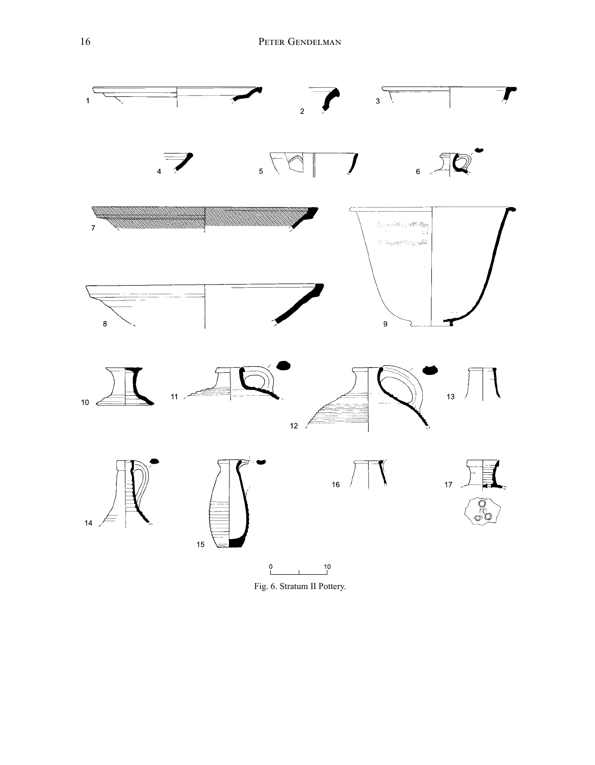Fig. 6. Stratum II Pottery.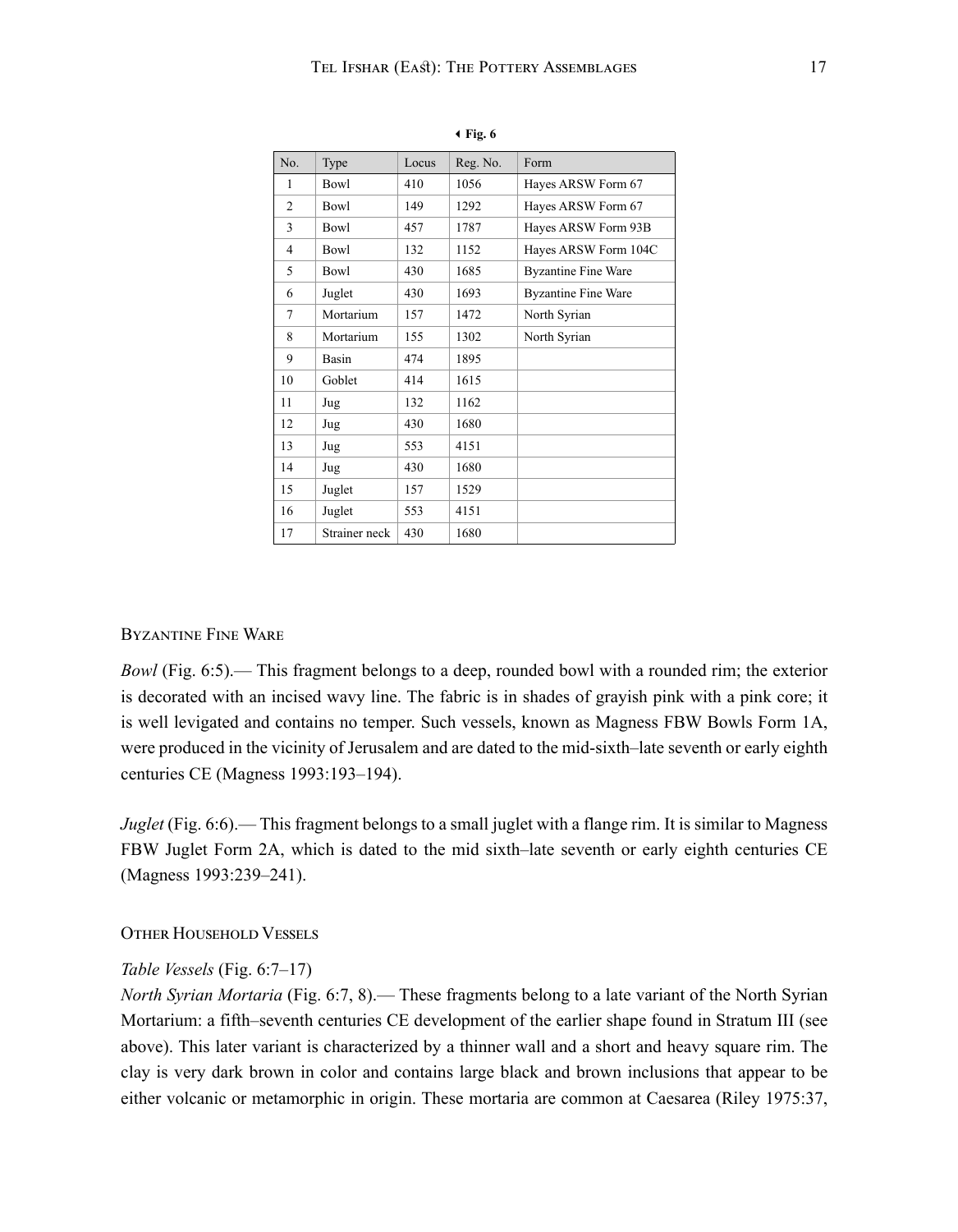◂ **Fig. 6**

| No. | Type | Locus | Reg. No. | Form |
|---|---|---|---|---|
| 1 | Bowl | 410 | 1056 | Hayes ARSW Form 67 |
| 2 | Bowl | 149 | 1292 | Hayes ARSW Form 67 |
| 3 | Bowl | 457 | 1787 | Hayes ARSW Form 93B |
| 4 | Bowl | 132 | 1152 | Hayes ARSW Form 104C |
| 5 | Bowl | 430 | 1685 | Byzantine Fine Ware |
| 6 | Juglet | 430 | 1693 | Byzantine Fine Ware |
| 7 | Mortarium | 157 | 1472 | North Syrian |
| 8 | Mortarium | 155 | 1302 | North Syrian |
| 9 | Basin | 474 | 1895 | |
| 10 | Goblet | 414 | 1615 | |
| 11 | Jug | 132 | 1162 | |
| 12 | Jug | 430 | 1680 | |
| 13 | Jug | 553 | 4151 | |
| 14 | Jug | 430 | 1680 | |
| 15 | Juglet | 157 | 1529 | |
| 16 | Juglet | 553 | 4151 | |
| 17 | Strainer neck | 430 | 1680 | |

## Byzantine Fine Ware

*Bowl* (Fig. 6:5).— This fragment belongs to a deep, rounded bowl with a rounded rim; the exterior is decorated with an incised wavy line. The fabric is in shades of grayish pink with a pink core; it is well levigated and contains no temper. Such vessels, known as Magness FBW Bowls Form 1A, were produced in the vicinity of Jerusalem and are dated to the mid-sixth–late seventh or early eighth centuries CE (Magness 1993:193–194).

*Juglet* (Fig. 6:6).— This fragment belongs to a small juglet with a flange rim. It is similar to Magness FBW Juglet Form 2A, which is dated to the mid sixth–late seventh or early eighth centuries CE (Magness 1993:239–241).

## Other Household Vessels

*Table Vessels* (Fig. 6:7–17)

*North Syrian Mortaria* (Fig. 6:7, 8).— These fragments belong to a late variant of the North Syrian Mortarium: a fifth–seventh centuries CE development of the earlier shape found in Stratum III (see above). This later variant is characterized by a thinner wall and a short and heavy square rim. The clay is very dark brown in color and contains large black and brown inclusions that appear to be either volcanic or metamorphic in origin. These mortaria are common at Caesarea (Riley 1975:37,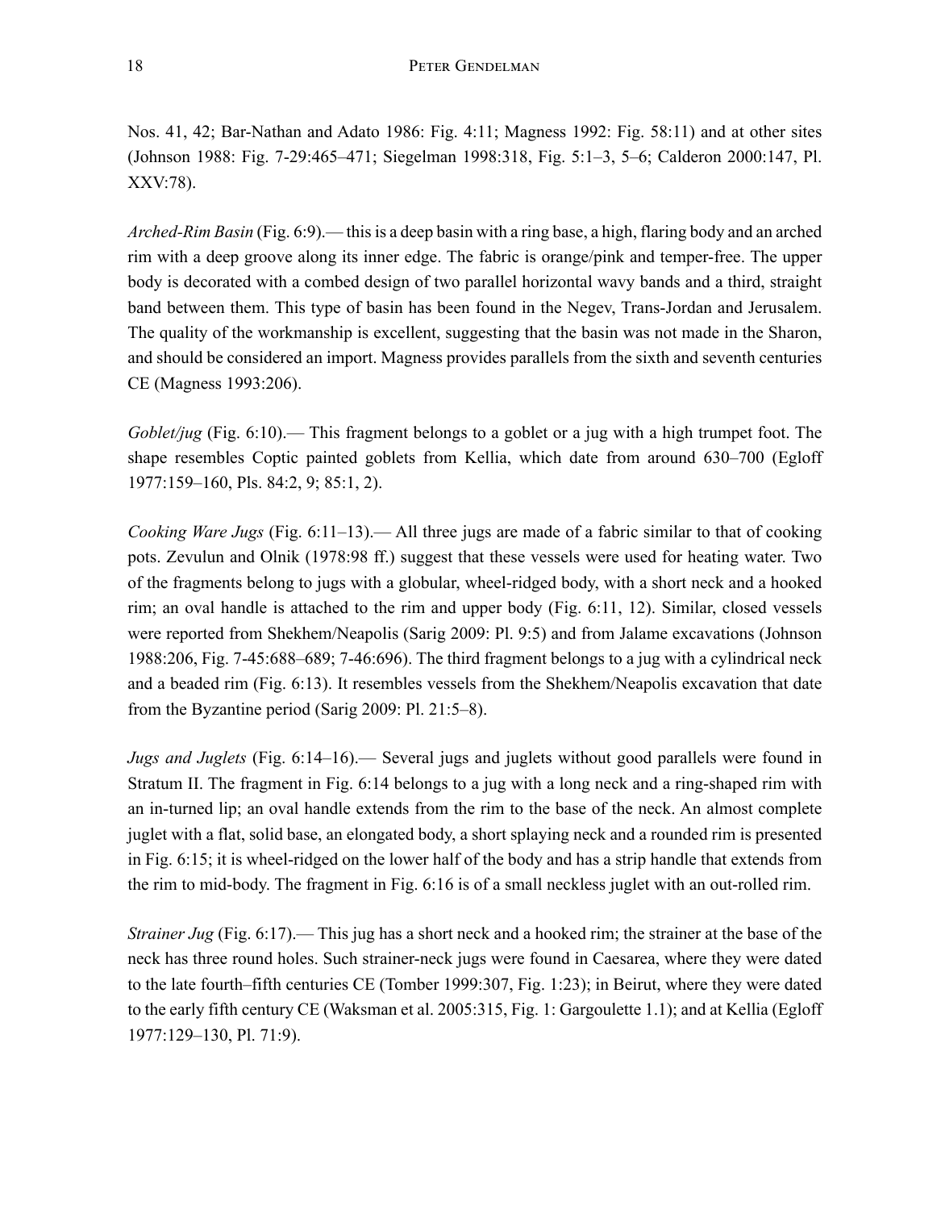Nos. 41, 42; Bar-Nathan and Adato 1986: Fig. 4:11; Magness 1992: Fig. 58:11) and at other sites (Johnson 1988: Fig. 7-29:465–471; Siegelman 1998:318, Fig. 5:1–3, 5–6; Calderon 2000:147, Pl. XXV:78).

*Arched-Rim Basin* (Fig. 6:9).— this is a deep basin with a ring base, a high, flaring body and an arched rim with a deep groove along its inner edge. The fabric is orange/pink and temper-free. The upper body is decorated with a combed design of two parallel horizontal wavy bands and a third, straight band between them. This type of basin has been found in the Negev, Trans-Jordan and Jerusalem. The quality of the workmanship is excellent, suggesting that the basin was not made in the Sharon, and should be considered an import. Magness provides parallels from the sixth and seventh centuries CE (Magness 1993:206).

*Goblet/jug* (Fig. 6:10).— This fragment belongs to a goblet or a jug with a high trumpet foot. The shape resembles Coptic painted goblets from Kellia, which date from around 630–700 (Egloff 1977:159–160, Pls. 84:2, 9; 85:1, 2).

*Cooking Ware Jugs* (Fig. 6:11–13).— All three jugs are made of a fabric similar to that of cooking pots. Zevulun and Olnik (1978:98 ff.) suggest that these vessels were used for heating water. Two of the fragments belong to jugs with a globular, wheel-ridged body, with a short neck and a hooked rim; an oval handle is attached to the rim and upper body (Fig. 6:11, 12). Similar, closed vessels were reported from Shekhem/Neapolis (Sarig 2009: Pl. 9:5) and from Jalame excavations (Johnson 1988:206, Fig. 7-45:688–689; 7-46:696). The third fragment belongs to a jug with a cylindrical neck and a beaded rim (Fig. 6:13). It resembles vessels from the Shekhem/Neapolis excavation that date from the Byzantine period (Sarig 2009: Pl. 21:5–8).

*Jugs and Juglets* (Fig. 6:14–16).— Several jugs and juglets without good parallels were found in Stratum II. The fragment in Fig. 6:14 belongs to a jug with a long neck and a ring-shaped rim with an in-turned lip; an oval handle extends from the rim to the base of the neck. An almost complete juglet with a flat, solid base, an elongated body, a short splaying neck and a rounded rim is presented in Fig. 6:15; it is wheel-ridged on the lower half of the body and has a strip handle that extends from the rim to mid-body. The fragment in Fig. 6:16 is of a small neckless juglet with an out-rolled rim.

*Strainer Jug* (Fig. 6:17).— This jug has a short neck and a hooked rim; the strainer at the base of the neck has three round holes. Such strainer-neck jugs were found in Caesarea, where they were dated to the late fourth–fifth centuries CE (Tomber 1999:307, Fig. 1:23); in Beirut, where they were dated to the early fifth century CE (Waksman et al. 2005:315, Fig. 1: Gargoulette 1.1); and at Kellia (Egloff 1977:129–130, Pl. 71:9).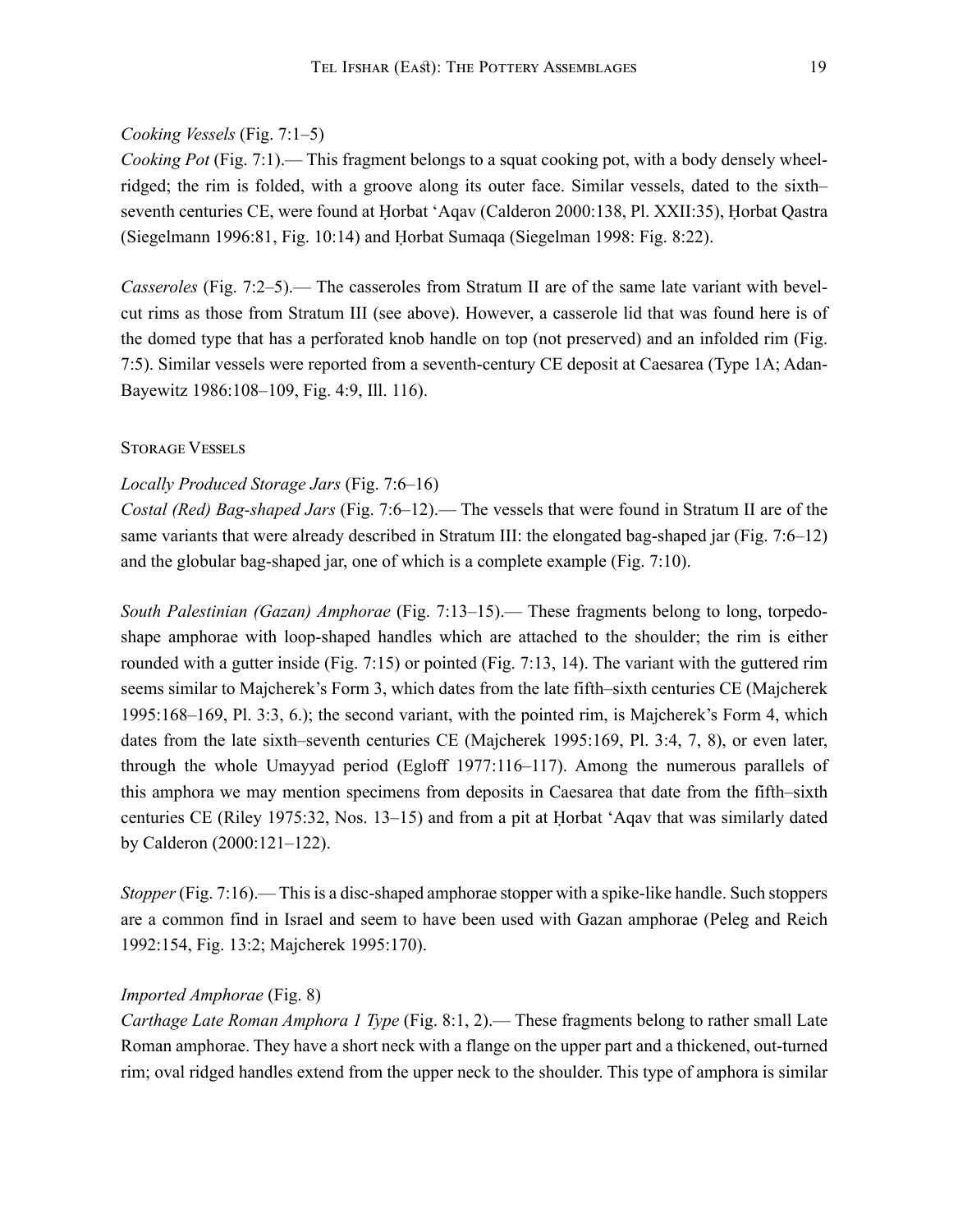*Cooking Vessels* (Fig. 7:1–5)

*Cooking Pot* (Fig. 7:1).— This fragment belongs to a squat cooking pot, with a body densely wheel-ridged; the rim is folded, with a groove along its outer face. Similar vessels, dated to the sixth–seventh centuries CE, were found at Ḥorbat ʻAqav (Calderon 2000:138, Pl. XXII:35), Ḥorbat Qastra (Siegelmann 1996:81, Fig. 10:14) and Ḥorbat Sumaqa (Siegelman 1998: Fig. 8:22).

*Casseroles* (Fig. 7:2–5).— The casseroles from Stratum II are of the same late variant with bevel-cut rims as those from Stratum III (see above). However, a casserole lid that was found here is of the domed type that has a perforated knob handle on top (not preserved) and an infolded rim (Fig. 7:5). Similar vessels were reported from a seventh-century CE deposit at Caesarea (Type 1A; Adan-Bayewitz 1986:108–109, Fig. 4:9, Ill. 116).

## Storage Vessels

*Locally Produced Storage Jars* (Fig. 7:6–16)

*Costal (Red) Bag-shaped Jars* (Fig. 7:6–12).— The vessels that were found in Stratum II are of the same variants that were already described in Stratum III: the elongated bag-shaped jar (Fig. 7:6–12) and the globular bag-shaped jar, one of which is a complete example (Fig. 7:10).

*South Palestinian (Gazan) Amphorae* (Fig. 7:13–15).— These fragments belong to long, torpedo-shape amphorae with loop-shaped handles which are attached to the shoulder; the rim is either rounded with a gutter inside (Fig. 7:15) or pointed (Fig. 7:13, 14). The variant with the guttered rim seems similar to Majcherek's Form 3, which dates from the late fifth–sixth centuries CE (Majcherek 1995:168–169, Pl. 3:3, 6.); the second variant, with the pointed rim, is Majcherek's Form 4, which dates from the late sixth–seventh centuries CE (Majcherek 1995:169, Pl. 3:4, 7, 8), or even later, through the whole Umayyad period (Egloff 1977:116–117). Among the numerous parallels of this amphora we may mention specimens from deposits in Caesarea that date from the fifth–sixth centuries CE (Riley 1975:32, Nos. 13–15) and from a pit at Ḥorbat ʻAqav that was similarly dated by Calderon (2000:121–122).

*Stopper* (Fig. 7:16).— This is a disc-shaped amphorae stopper with a spike-like handle. Such stoppers are a common find in Israel and seem to have been used with Gazan amphorae (Peleg and Reich 1992:154, Fig. 13:2; Majcherek 1995:170).

*Imported Amphorae* (Fig. 8)

*Carthage Late Roman Amphora 1 Type* (Fig. 8:1, 2).— These fragments belong to rather small Late Roman amphorae. They have a short neck with a flange on the upper part and a thickened, out-turned rim; oval ridged handles extend from the upper neck to the shoulder. This type of amphora is similar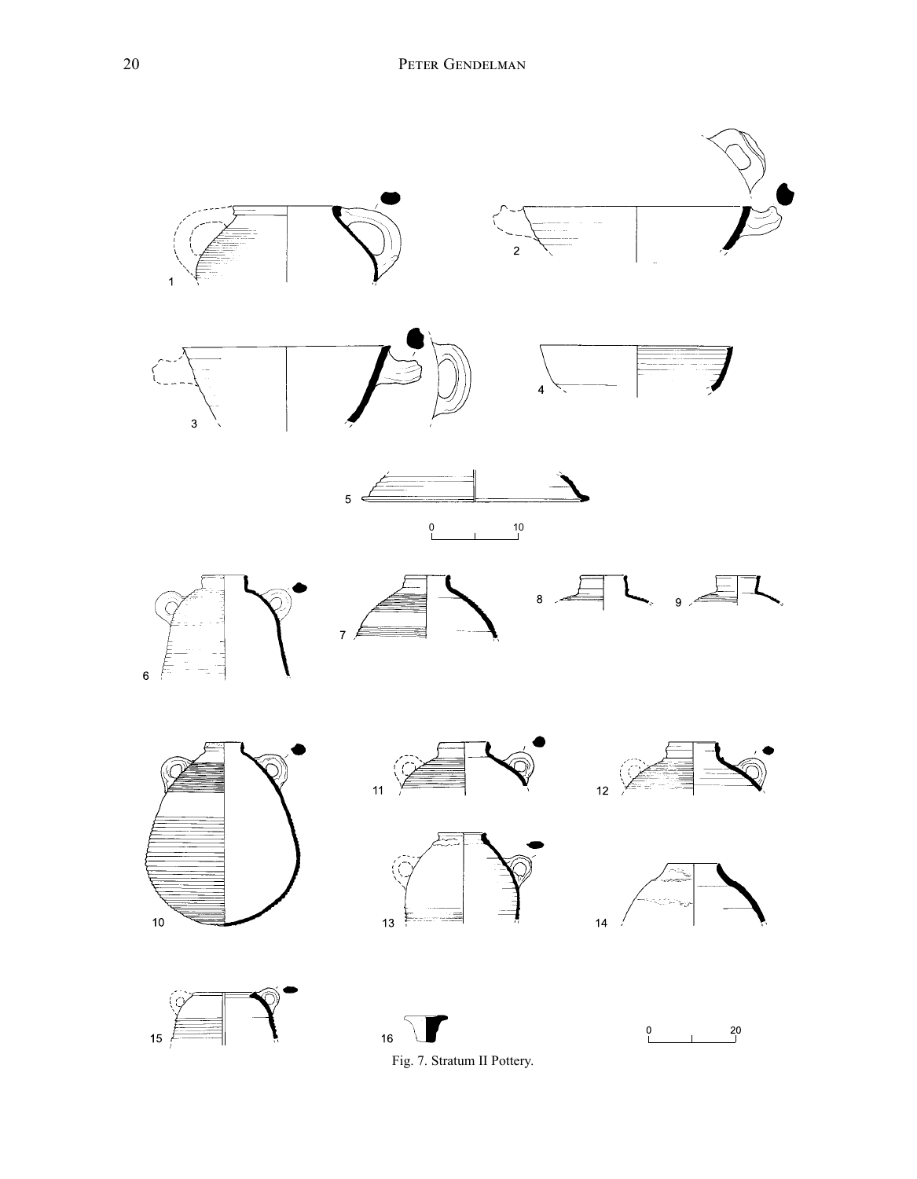Fig. 7. Stratum II Pottery.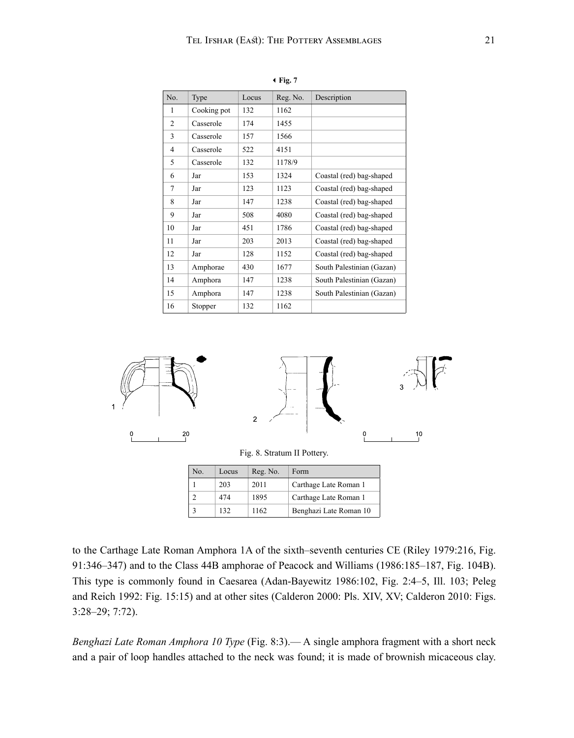◂ Fig. 7

| No. | Type | Locus | Reg. No. | Description |
|---|---|---|---|---|
| 1 | Cooking pot | 132 | 1162 | |
| 2 | Casserole | 174 | 1455 | |
| 3 | Casserole | 157 | 1566 | |
| 4 | Casserole | 522 | 4151 | |
| 5 | Casserole | 132 | 1178/9 | |
| 6 | Jar | 153 | 1324 | Coastal (red) bag-shaped |
| 7 | Jar | 123 | 1123 | Coastal (red) bag-shaped |
| 8 | Jar | 147 | 1238 | Coastal (red) bag-shaped |
| 9 | Jar | 508 | 4080 | Coastal (red) bag-shaped |
| 10 | Jar | 451 | 1786 | Coastal (red) bag-shaped |
| 11 | Jar | 203 | 2013 | Coastal (red) bag-shaped |
| 12 | Jar | 128 | 1152 | Coastal (red) bag-shaped |
| 13 | Amphorae | 430 | 1677 | South Palestinian (Gazan) |
| 14 | Amphora | 147 | 1238 | South Palestinian (Gazan) |
| 15 | Amphora | 147 | 1238 | South Palestinian (Gazan) |
| 16 | Stopper | 132 | 1162 | |

1

2

3

0 20

0 10

Fig. 8. Stratum II Pottery.

| No. | Locus | Reg. No. | Form |
|---|---|---|---|
| 1 | 203 | 2011 | Carthage Late Roman 1 |
| 2 | 474 | 1895 | Carthage Late Roman 1 |
| 3 | 132 | 1162 | Benghazi Late Roman 10 |

to the Carthage Late Roman Amphora 1A of the sixth–seventh centuries CE (Riley 1979:216, Fig. 91:346–347) and to the Class 44B amphorae of Peacock and Williams (1986:185–187, Fig. 104B). This type is commonly found in Caesarea (Adan-Bayewitz 1986:102, Fig. 2:4–5, Ill. 103; Peleg and Reich 1992: Fig. 15:15) and at other sites (Calderon 2000: Pls. XIV, XV; Calderon 2010: Figs. 3:28–29; 7:72).

*Benghazi Late Roman Amphora 10 Type* (Fig. 8:3).— A single amphora fragment with a short neck and a pair of loop handles attached to the neck was found; it is made of brownish micaceous clay.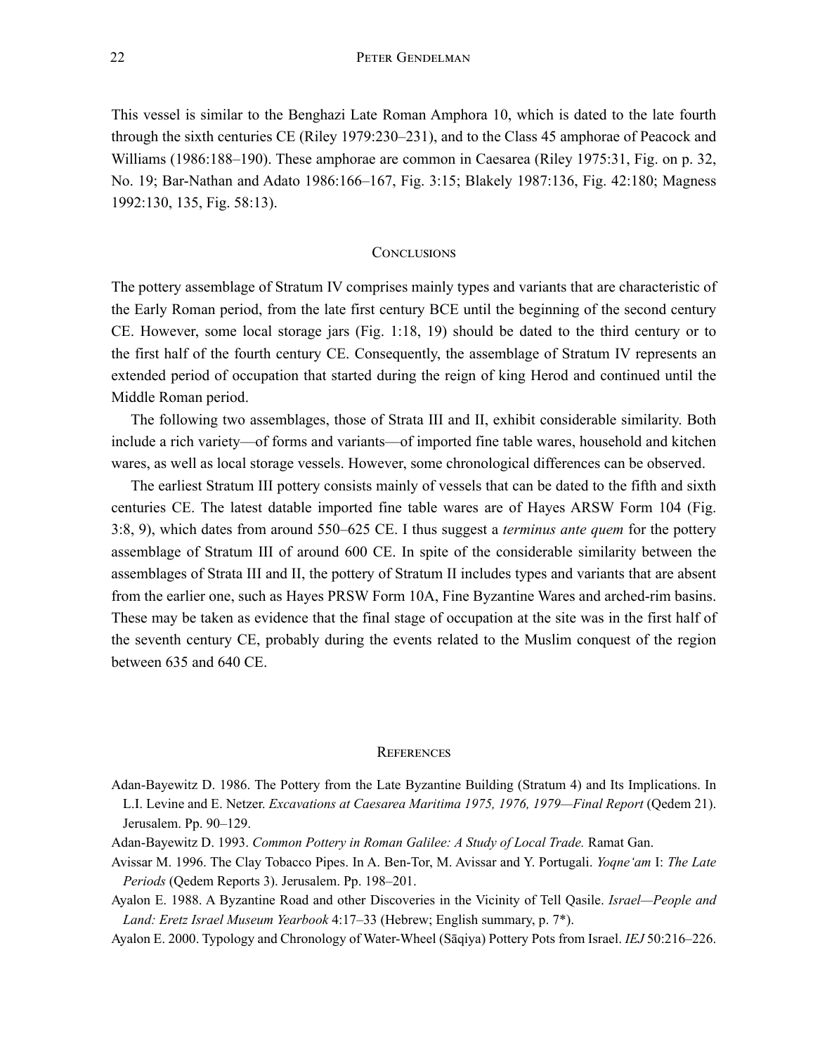This vessel is similar to the Benghazi Late Roman Amphora 10, which is dated to the late fourth through the sixth centuries CE (Riley 1979:230–231), and to the Class 45 amphorae of Peacock and Williams (1986:188–190). These amphorae are common in Caesarea (Riley 1975:31, Fig. on p. 32, No. 19; Bar-Nathan and Adato 1986:166–167, Fig. 3:15; Blakely 1987:136, Fig. 42:180; Magness 1992:130, 135, Fig. 58:13).

## Conclusions

The pottery assemblage of Stratum IV comprises mainly types and variants that are characteristic of the Early Roman period, from the late first century BCE until the beginning of the second century CE. However, some local storage jars (Fig. 1:18, 19) should be dated to the third century or to the first half of the fourth century CE. Consequently, the assemblage of Stratum IV represents an extended period of occupation that started during the reign of king Herod and continued until the Middle Roman period.

The following two assemblages, those of Strata III and II, exhibit considerable similarity. Both include a rich variety—of forms and variants—of imported fine table wares, household and kitchen wares, as well as local storage vessels. However, some chronological differences can be observed.

The earliest Stratum III pottery consists mainly of vessels that can be dated to the fifth and sixth centuries CE. The latest datable imported fine table wares are of Hayes ARSW Form 104 (Fig. 3:8, 9), which dates from around 550–625 CE. I thus suggest a *terminus ante quem* for the pottery assemblage of Stratum III of around 600 CE. In spite of the considerable similarity between the assemblages of Strata III and II, the pottery of Stratum II includes types and variants that are absent from the earlier one, such as Hayes PRSW Form 10A, Fine Byzantine Wares and arched-rim basins. These may be taken as evidence that the final stage of occupation at the site was in the first half of the seventh century CE, probably during the events related to the Muslim conquest of the region between 635 and 640 CE.

## References

Adan-Bayewitz D. 1986. The Pottery from the Late Byzantine Building (Stratum 4) and Its Implications. In L.I. Levine and E. Netzer. *Excavations at Caesarea Maritima 1975, 1976, 1979—Final Report* (Qedem 21). Jerusalem. Pp. 90–129.

Adan-Bayewitz D. 1993. *Common Pottery in Roman Galilee: A Study of Local Trade.* Ramat Gan.

Avissar M. 1996. The Clay Tobacco Pipes. In A. Ben-Tor, M. Avissar and Y. Portugali. *Yoqne'am* I: *The Late Periods* (Qedem Reports 3). Jerusalem. Pp. 198–201.

Ayalon E. 1988. A Byzantine Road and other Discoveries in the Vicinity of Tell Qasile. *Israel—People and Land: Eretz Israel Museum Yearbook* 4:17–33 (Hebrew; English summary, p. 7*).

Ayalon E. 2000. Typology and Chronology of Water-Wheel (Sāqiya) Pottery Pots from Israel. *IEJ* 50:216–226.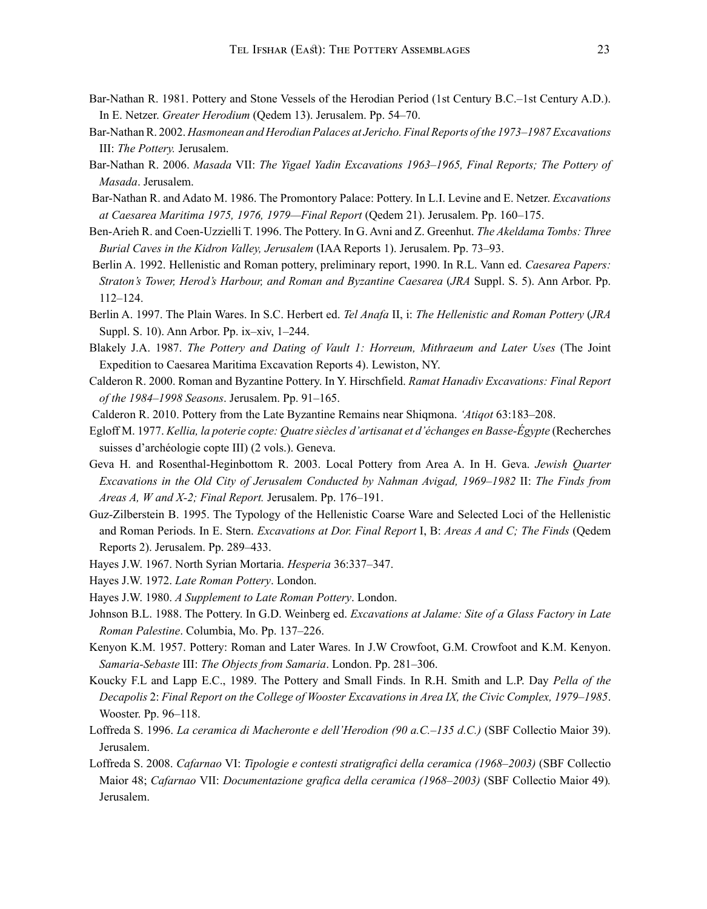Bar-Nathan R. 1981. Pottery and Stone Vessels of the Herodian Period (1st Century B.C.–1st Century A.D.). In E. Netzer. *Greater Herodium* (Qedem 13). Jerusalem. Pp. 54–70.

Bar-Nathan R. 2002. *Hasmonean and Herodian Palaces at Jericho. Final Reports of the 1973–1987 Excavations* III: *The Pottery.* Jerusalem.

Bar-Nathan R. 2006. *Masada* VII: *The Yigael Yadin Excavations 1963–1965, Final Reports; The Pottery of Masada*. Jerusalem.

Bar-Nathan R. and Adato M. 1986. The Promontory Palace: Pottery. In L.I. Levine and E. Netzer. *Excavations at Caesarea Maritima 1975, 1976, 1979—Final Report* (Qedem 21). Jerusalem. Pp. 160–175.

Ben-Arieh R. and Coen-Uzzielli T. 1996. The Pottery. In G. Avni and Z. Greenhut. *The Akeldama Tombs: Three Burial Caves in the Kidron Valley, Jerusalem* (IAA Reports 1). Jerusalem. Pp. 73–93.

Berlin A. 1992. Hellenistic and Roman pottery, preliminary report, 1990. In R.L. Vann ed. *Caesarea Papers: Straton's Tower, Herod's Harbour, and Roman and Byzantine Caesarea* (*JRA* Suppl. S. 5). Ann Arbor. Pp. 112–124.

Berlin A. 1997. The Plain Wares. In S.C. Herbert ed. *Tel Anafa* II, i: *The Hellenistic and Roman Pottery* (*JRA* Suppl. S. 10). Ann Arbor. Pp. ix–xiv, 1–244.

Blakely J.A. 1987. *The Pottery and Dating of Vault 1: Horreum, Mithraeum and Later Uses* (The Joint Expedition to Caesarea Maritima Excavation Reports 4). Lewiston, NY.

Calderon R. 2000. Roman and Byzantine Pottery. In Y. Hirschfeld. *Ramat Hanadiv Excavations: Final Report of the 1984–1998 Seasons*. Jerusalem. Pp. 91–165.

Calderon R. 2010. Pottery from the Late Byzantine Remains near Shiqmona. *'Atiqot* 63:183–208.

Egloff M. 1977. *Kellia, la poterie copte: Quatre siècles d'artisanat et d'échanges en Basse-Égypte* (Recherches suisses d'archéologie copte III) (2 vols.). Geneva.

Geva H. and Rosenthal-Heginbottom R. 2003. Local Pottery from Area A. In H. Geva. *Jewish Quarter Excavations in the Old City of Jerusalem Conducted by Nahman Avigad, 1969–1982* II: *The Finds from Areas A, W and X-2; Final Report.* Jerusalem. Pp. 176–191.

Guz-Zilberstein B. 1995. The Typology of the Hellenistic Coarse Ware and Selected Loci of the Hellenistic and Roman Periods. In E. Stern. *Excavations at Dor. Final Report* I, B: *Areas A and C; The Finds* (Qedem Reports 2). Jerusalem. Pp. 289–433.

Hayes J.W. 1967. North Syrian Mortaria. *Hesperia* 36:337–347.

Hayes J.W. 1972. *Late Roman Pottery*. London.

Hayes J.W. 1980. *A Supplement to Late Roman Pottery*. London.

Johnson B.L. 1988. The Pottery. In G.D. Weinberg ed. *Excavations at Jalame: Site of a Glass Factory in Late Roman Palestine*. Columbia, Mo. Pp. 137–226.

Kenyon K.M. 1957. Pottery: Roman and Later Wares. In J.W Crowfoot, G.M. Crowfoot and K.M. Kenyon. *Samaria-Sebaste* III: *The Objects from Samaria*. London. Pp. 281–306.

Koucky F.L and Lapp E.C., 1989. The Pottery and Small Finds. In R.H. Smith and L.P. Day *Pella of the Decapolis* 2: *Final Report on the College of Wooster Excavations in Area IX, the Civic Complex, 1979–1985*. Wooster. Pp. 96–118.

Loffreda S. 1996. *La ceramica di Macheronte e dell'Herodion (90 a.C.–135 d.C.)* (SBF Collectio Maior 39). Jerusalem.

Loffreda S. 2008. *Cafarnao* VI: *Tipologie e contesti stratigrafici della ceramica (1968–2003)* (SBF Collectio Maior 48; *Cafarnao* VII: *Documentazione grafica della ceramica (1968–2003)* (SBF Collectio Maior 49). Jerusalem.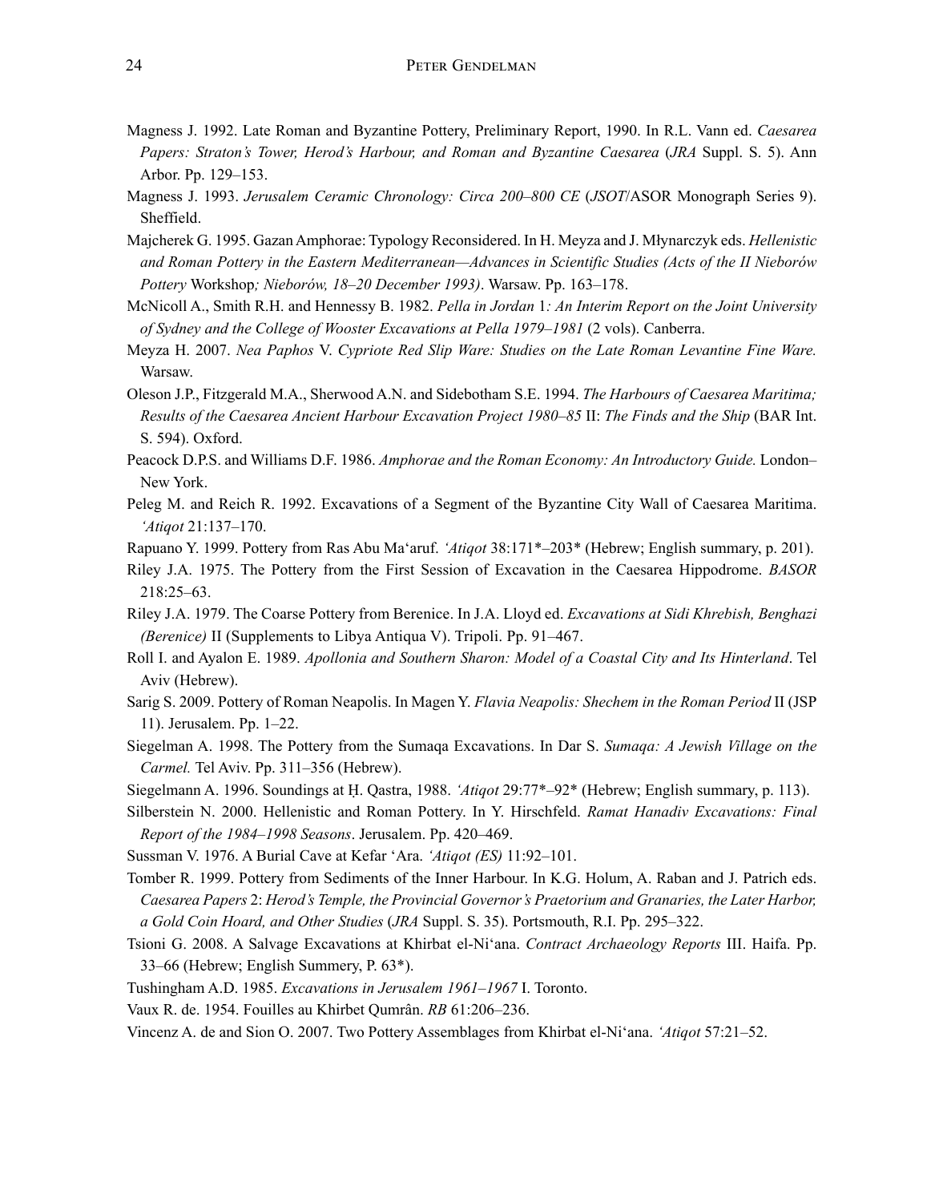Magness J. 1992. Late Roman and Byzantine Pottery, Preliminary Report, 1990. In R.L. Vann ed. *Caesarea Papers: Straton's Tower, Herod's Harbour, and Roman and Byzantine Caesarea* (*JRA* Suppl. S. 5). Ann Arbor. Pp. 129–153.

Magness J. 1993. *Jerusalem Ceramic Chronology: Circa 200–800 CE* (*JSOT*/ASOR Monograph Series 9). Sheffield.

Majcherek G. 1995. Gazan Amphorae: Typology Reconsidered. In H. Meyza and J. Młynarczyk eds. *Hellenistic and Roman Pottery in the Eastern Mediterranean—Advances in Scientific Studies (Acts of the II Nieborów Pottery* Workshop*; Nieborów, 18–20 December 1993)*. Warsaw. Pp. 163–178.

McNicoll A., Smith R.H. and Hennessy B. 1982. *Pella in Jordan* 1*: An Interim Report on the Joint University of Sydney and the College of Wooster Excavations at Pella 1979–1981* (2 vols). Canberra.

Meyza H. 2007. *Nea Paphos* V. *Cypriote Red Slip Ware: Studies on the Late Roman Levantine Fine Ware.* Warsaw.

Oleson J.P., Fitzgerald M.A., Sherwood A.N. and Sidebotham S.E. 1994. *The Harbours of Caesarea Maritima; Results of the Caesarea Ancient Harbour Excavation Project 1980–85* II: *The Finds and the Ship* (BAR Int. S. 594). Oxford.

Peacock D.P.S. and Williams D.F. 1986. *Amphorae and the Roman Economy: An Introductory Guide.* London–New York.

Peleg M. and Reich R. 1992. Excavations of a Segment of the Byzantine City Wall of Caesarea Maritima. *'Atiqot* 21:137–170.

Rapuano Y. 1999. Pottery from Ras Abu Ma'aruf. *'Atiqot* 38:171*–203* (Hebrew; English summary, p. 201).

Riley J.A. 1975. The Pottery from the First Session of Excavation in the Caesarea Hippodrome. *BASOR* 218:25–63.

Riley J.A. 1979. The Coarse Pottery from Berenice. In J.A. Lloyd ed. *Excavations at Sidi Khrebish, Benghazi (Berenice)* II (Supplements to Libya Antiqua V). Tripoli. Pp. 91–467.

Roll I. and Ayalon E. 1989. *Apollonia and Southern Sharon: Model of a Coastal City and Its Hinterland*. Tel Aviv (Hebrew).

Sarig S. 2009. Pottery of Roman Neapolis. In Magen Y. *Flavia Neapolis: Shechem in the Roman Period* II (JSP 11). Jerusalem. Pp. 1–22.

Siegelman A. 1998. The Pottery from the Sumaqa Excavations. In Dar S. *Sumaqa: A Jewish Village on the Carmel.* Tel Aviv. Pp. 311–356 (Hebrew).

Siegelmann A. 1996. Soundings at Ḥ. Qastra, 1988. *'Atiqot* 29:77*–92* (Hebrew; English summary, p. 113).

Silberstein N. 2000. Hellenistic and Roman Pottery. In Y. Hirschfeld. *Ramat Hanadiv Excavations: Final Report of the 1984–1998 Seasons*. Jerusalem. Pp. 420–469.

Sussman V. 1976. A Burial Cave at Kefar 'Ara. *'Atiqot (ES)* 11:92–101.

Tomber R. 1999. Pottery from Sediments of the Inner Harbour. In K.G. Holum, A. Raban and J. Patrich eds. *Caesarea Papers* 2: *Herod's Temple, the Provincial Governor's Praetorium and Granaries, the Later Harbor, a Gold Coin Hoard, and Other Studies* (*JRA* Suppl. S. 35). Portsmouth, R.I. Pp. 295–322.

Tsioni G. 2008. A Salvage Excavations at Khirbat el-Ni'ana. *Contract Archaeology Reports* III. Haifa. Pp. 33–66 (Hebrew; English Summery, P. 63*).

Tushingham A.D. 1985. *Excavations in Jerusalem 1961–1967* I. Toronto.

Vaux R. de. 1954. Fouilles au Khirbet Qumrân. *RB* 61:206–236.

Vincenz A. de and Sion O. 2007. Two Pottery Assemblages from Khirbat el-Ni'ana. *'Atiqot* 57:21–52.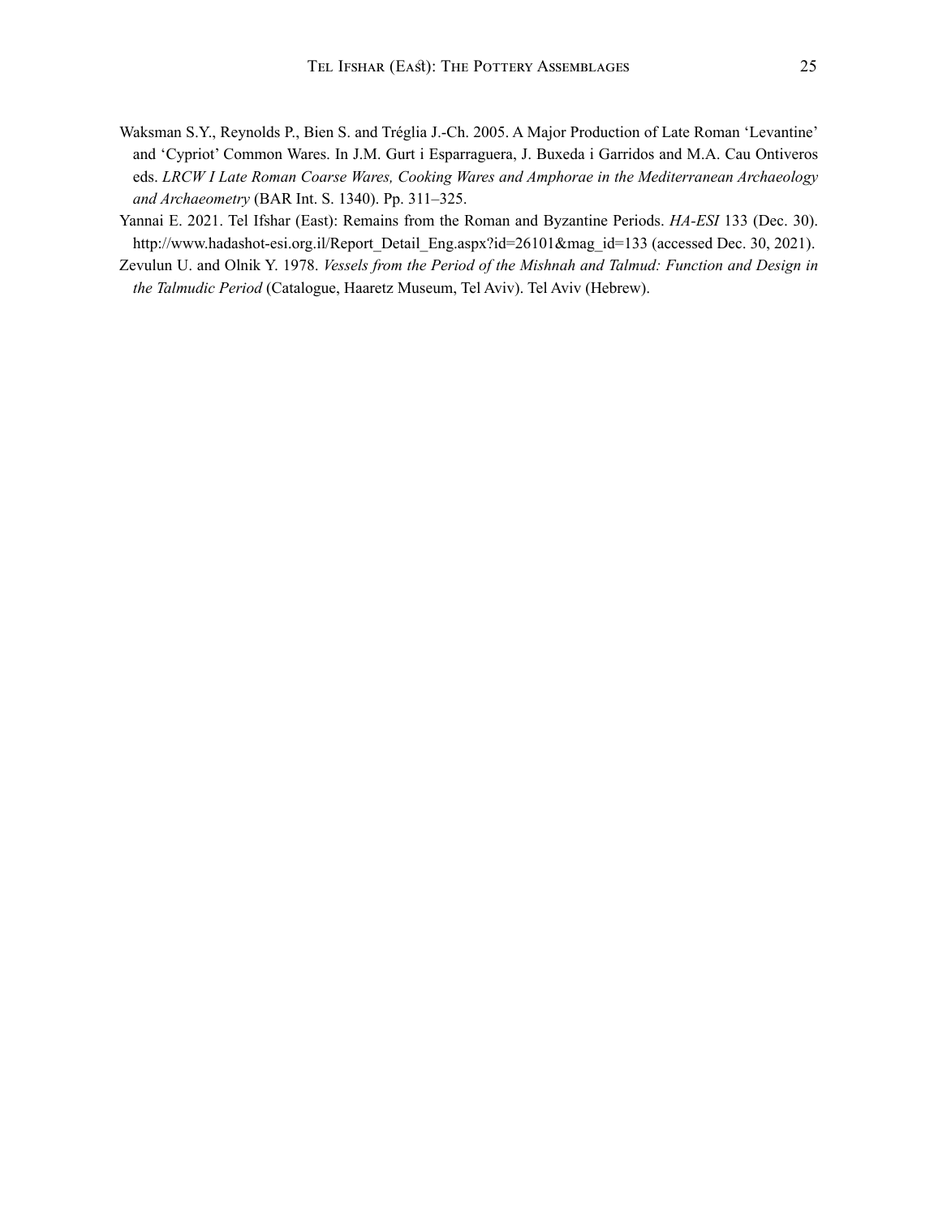Waksman S.Y., Reynolds P., Bien S. and Tréglia J.-Ch. 2005. A Major Production of Late Roman 'Levantine' and 'Cypriot' Common Wares. In J.M. Gurt i Esparraguera, J. Buxeda i Garridos and M.A. Cau Ontiveros eds. *LRCW I Late Roman Coarse Wares, Cooking Wares and Amphorae in the Mediterranean Archaeology and Archaeometry* (BAR Int. S. 1340). Pp. 311–325.

Yannai E. 2021. Tel Ifshar (East): Remains from the Roman and Byzantine Periods. *HA-ESI* 133 (Dec. 30). http://www.hadashot-esi.org.il/Report_Detail_Eng.aspx?id=26101&mag_id=133 (accessed Dec. 30, 2021).

Zevulun U. and Olnik Y. 1978. *Vessels from the Period of the Mishnah and Talmud: Function and Design in the Talmudic Period* (Catalogue, Haaretz Museum, Tel Aviv). Tel Aviv (Hebrew).